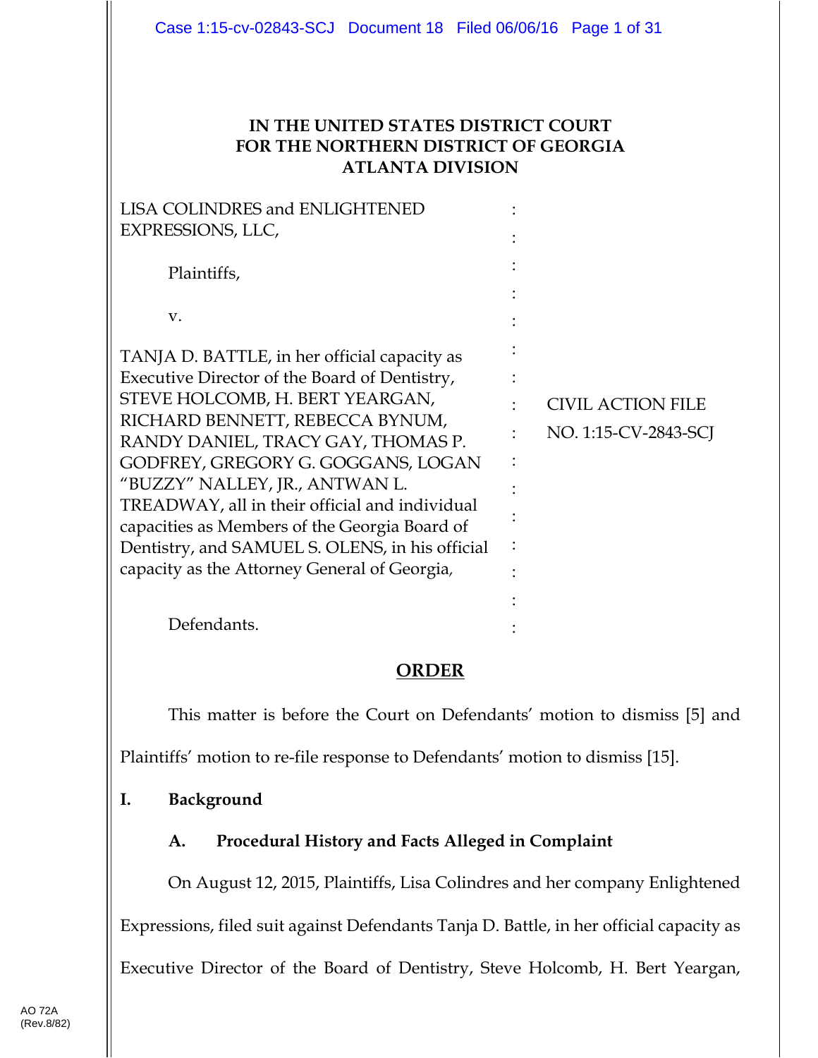**IN THE UNITED STATES DISTRICT COURT**
**FOR THE NORTHERN DISTRICT OF GEORGIA**
**ATLANTA DIVISION**

LISA COLINDRES and ENLIGHTENED EXPRESSIONS, LLC,

Plaintiffs,

v.

TANJA D. BATTLE, in her official capacity as Executive Director of the Board of Dentistry, STEVE HOLCOMB, H. BERT YEARGAN, RICHARD BENNETT, REBECCA BYNUM, RANDY DANIEL, TRACY GAY, THOMAS P. GODFREY, GREGORY G. GOGGANS, LOGAN "BUZZY" NALLEY, JR., ANTWAN L. TREADWAY, all in their official and individual capacities as Members of the Georgia Board of Dentistry, and SAMUEL S. OLENS, in his official capacity as the Attorney General of Georgia,

Defendants.

CIVIL ACTION FILE

NO. 1:15-CV-2843-SCJ

**ORDER**

This matter is before the Court on Defendants' motion to dismiss [5] and Plaintiffs' motion to re-file response to Defendants' motion to dismiss [15].

## I. Background

### A. Procedural History and Facts Alleged in Complaint

On August 12, 2015, Plaintiffs, Lisa Colindres and her company Enlightened Expressions, filed suit against Defendants Tanja D. Battle, in her official capacity as Executive Director of the Board of Dentistry, Steve Holcomb, H. Bert Yeargan,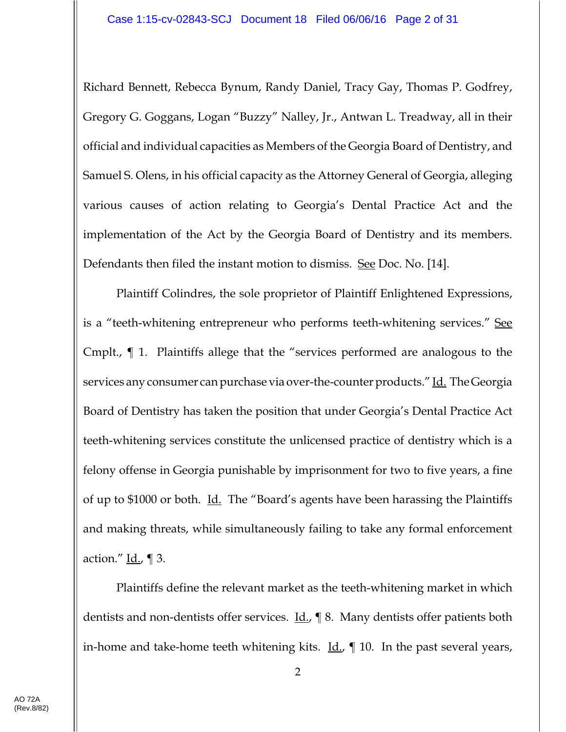Richard Bennett, Rebecca Bynum, Randy Daniel, Tracy Gay, Thomas P. Godfrey, Gregory G. Goggans, Logan "Buzzy" Nalley, Jr., Antwan L. Treadway, all in their official and individual capacities as Members of the Georgia Board of Dentistry, and Samuel S. Olens, in his official capacity as the Attorney General of Georgia, alleging various causes of action relating to Georgia's Dental Practice Act and the implementation of the Act by the Georgia Board of Dentistry and its members. Defendants then filed the instant motion to dismiss. See Doc. No. [14].

Plaintiff Colindres, the sole proprietor of Plaintiff Enlightened Expressions, is a "teeth-whitening entrepreneur who performs teeth-whitening services." See Cmplt., ¶ 1. Plaintiffs allege that the "services performed are analogous to the services any consumer can purchase via over-the-counter products." Id. The Georgia Board of Dentistry has taken the position that under Georgia's Dental Practice Act teeth-whitening services constitute the unlicensed practice of dentistry which is a felony offense in Georgia punishable by imprisonment for two to five years, a fine of up to $1000 or both. Id. The "Board's agents have been harassing the Plaintiffs and making threats, while simultaneously failing to take any formal enforcement action." Id., ¶ 3.

Plaintiffs define the relevant market as the teeth-whitening market in which dentists and non-dentists offer services. Id., ¶ 8. Many dentists offer patients both in-home and take-home teeth whitening kits. Id., ¶ 10. In the past several years,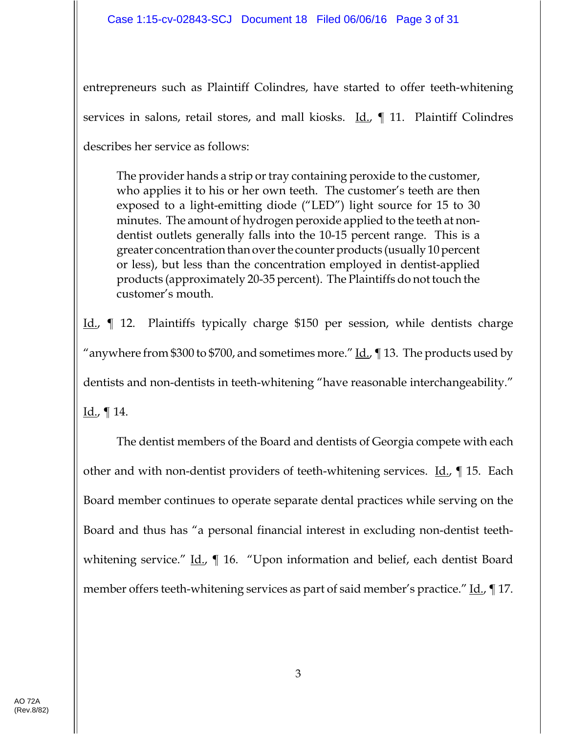entrepreneurs such as Plaintiff Colindres, have started to offer teeth-whitening services in salons, retail stores, and mall kiosks. Id., ¶ 11. Plaintiff Colindres describes her service as follows:

> The provider hands a strip or tray containing peroxide to the customer, who applies it to his or her own teeth. The customer's teeth are then exposed to a light-emitting diode ("LED") light source for 15 to 30 minutes. The amount of hydrogen peroxide applied to the teeth at non-dentist outlets generally falls into the 10-15 percent range. This is a greater concentration than over the counter products (usually 10 percent or less), but less than the concentration employed in dentist-applied products (approximately 20-35 percent). The Plaintiffs do not touch the customer's mouth.

Id., ¶ 12. Plaintiffs typically charge $150 per session, while dentists charge "anywhere from $300 to $700, and sometimes more." Id., ¶ 13. The products used by dentists and non-dentists in teeth-whitening "have reasonable interchangeability." Id., ¶ 14.

The dentist members of the Board and dentists of Georgia compete with each other and with non-dentist providers of teeth-whitening services. Id., ¶ 15. Each Board member continues to operate separate dental practices while serving on the Board and thus has "a personal financial interest in excluding non-dentist teeth-whitening service." Id., ¶ 16. "Upon information and belief, each dentist Board member offers teeth-whitening services as part of said member's practice." Id., ¶ 17.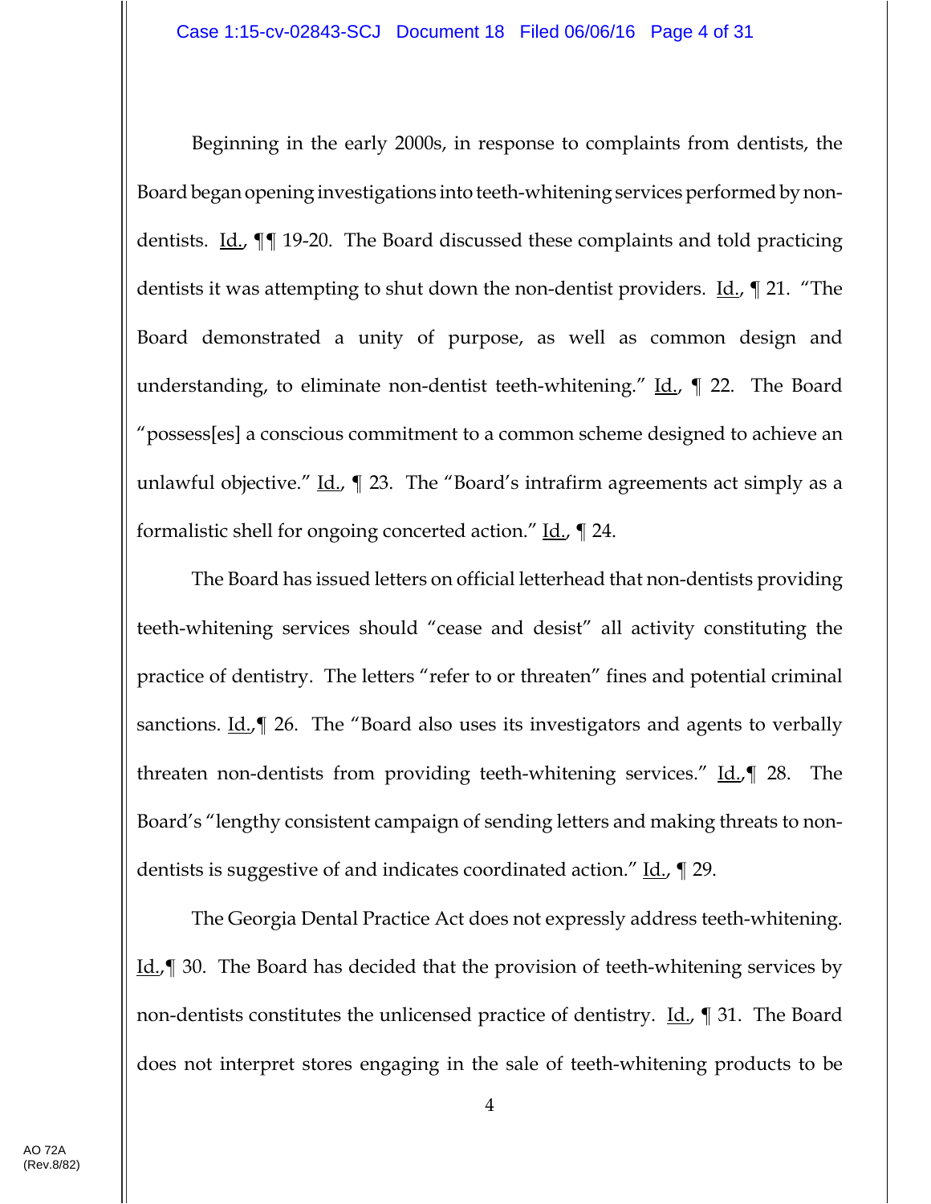Beginning in the early 2000s, in response to complaints from dentists, the Board began opening investigations into teeth-whitening services performed by non-dentists. Id., ¶¶ 19-20. The Board discussed these complaints and told practicing dentists it was attempting to shut down the non-dentist providers. Id., ¶ 21. "The Board demonstrated a unity of purpose, as well as common design and understanding, to eliminate non-dentist teeth-whitening." Id., ¶ 22. The Board "possess[es] a conscious commitment to a common scheme designed to achieve an unlawful objective." Id., ¶ 23. The "Board's intrafirm agreements act simply as a formalistic shell for ongoing concerted action." Id., ¶ 24.

The Board has issued letters on official letterhead that non-dentists providing teeth-whitening services should "cease and desist" all activity constituting the practice of dentistry. The letters "refer to or threaten" fines and potential criminal sanctions. Id.,¶ 26. The "Board also uses its investigators and agents to verbally threaten non-dentists from providing teeth-whitening services." Id.,¶ 28. The Board's "lengthy consistent campaign of sending letters and making threats to non-dentists is suggestive of and indicates coordinated action." Id., ¶ 29.

The Georgia Dental Practice Act does not expressly address teeth-whitening. Id.,¶ 30. The Board has decided that the provision of teeth-whitening services by non-dentists constitutes the unlicensed practice of dentistry. Id., ¶ 31. The Board does not interpret stores engaging in the sale of teeth-whitening products to be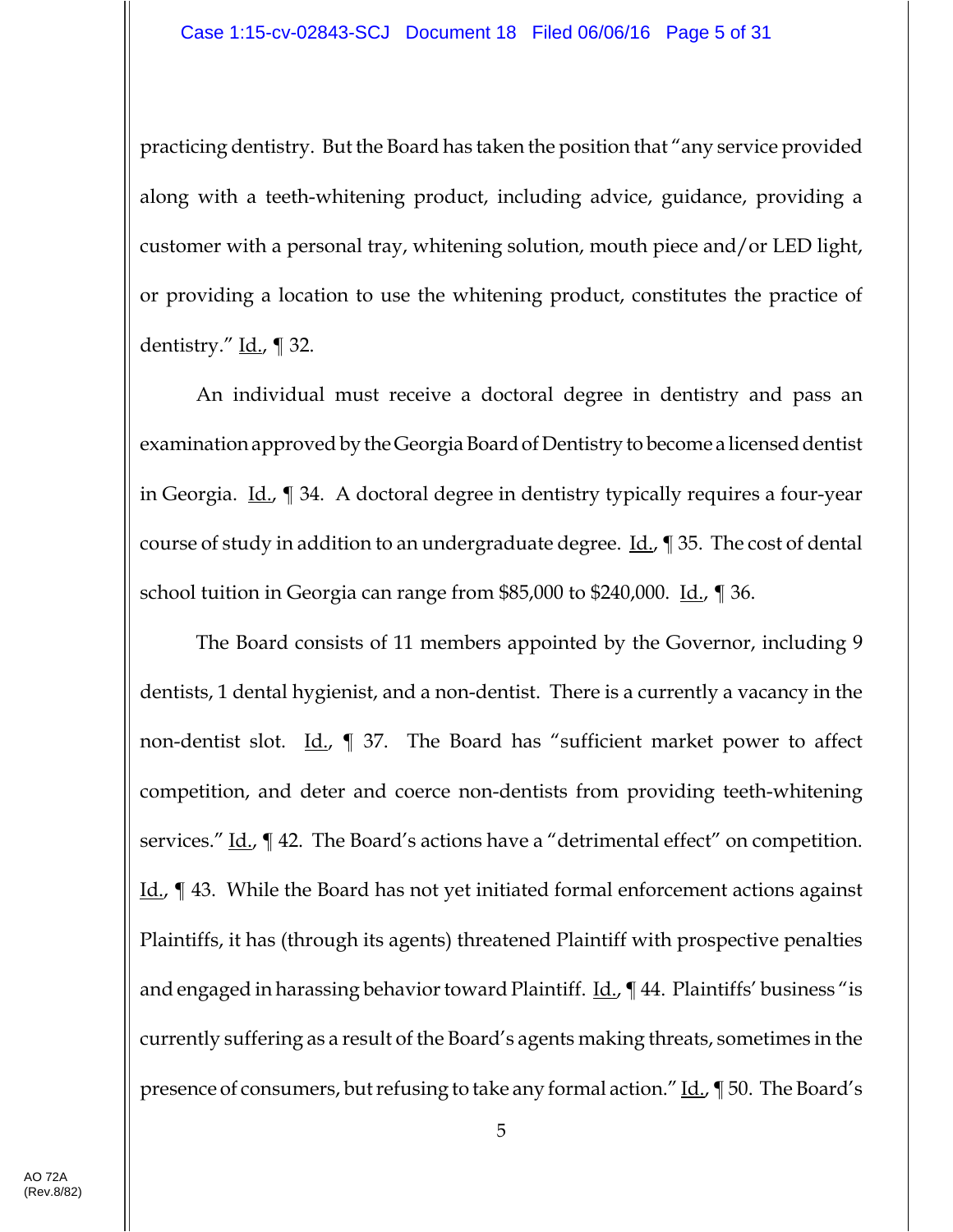practicing dentistry. But the Board has taken the position that "any service provided along with a teeth-whitening product, including advice, guidance, providing a customer with a personal tray, whitening solution, mouth piece and/or LED light, or providing a location to use the whitening product, constitutes the practice of dentistry." Id., ¶ 32.

An individual must receive a doctoral degree in dentistry and pass an examination approved by the Georgia Board of Dentistry to become a licensed dentist in Georgia. Id., ¶ 34. A doctoral degree in dentistry typically requires a four-year course of study in addition to an undergraduate degree. Id., ¶ 35. The cost of dental school tuition in Georgia can range from $85,000 to $240,000. Id., ¶ 36.

The Board consists of 11 members appointed by the Governor, including 9 dentists, 1 dental hygienist, and a non-dentist. There is a currently a vacancy in the non-dentist slot. Id., ¶ 37. The Board has "sufficient market power to affect competition, and deter and coerce non-dentists from providing teeth-whitening services." Id., ¶ 42. The Board's actions have a "detrimental effect" on competition. Id., ¶ 43. While the Board has not yet initiated formal enforcement actions against Plaintiffs, it has (through its agents) threatened Plaintiff with prospective penalties and engaged in harassing behavior toward Plaintiff. Id., ¶ 44. Plaintiffs' business "is currently suffering as a result of the Board's agents making threats, sometimes in the presence of consumers, but refusing to take any formal action." Id., ¶ 50. The Board's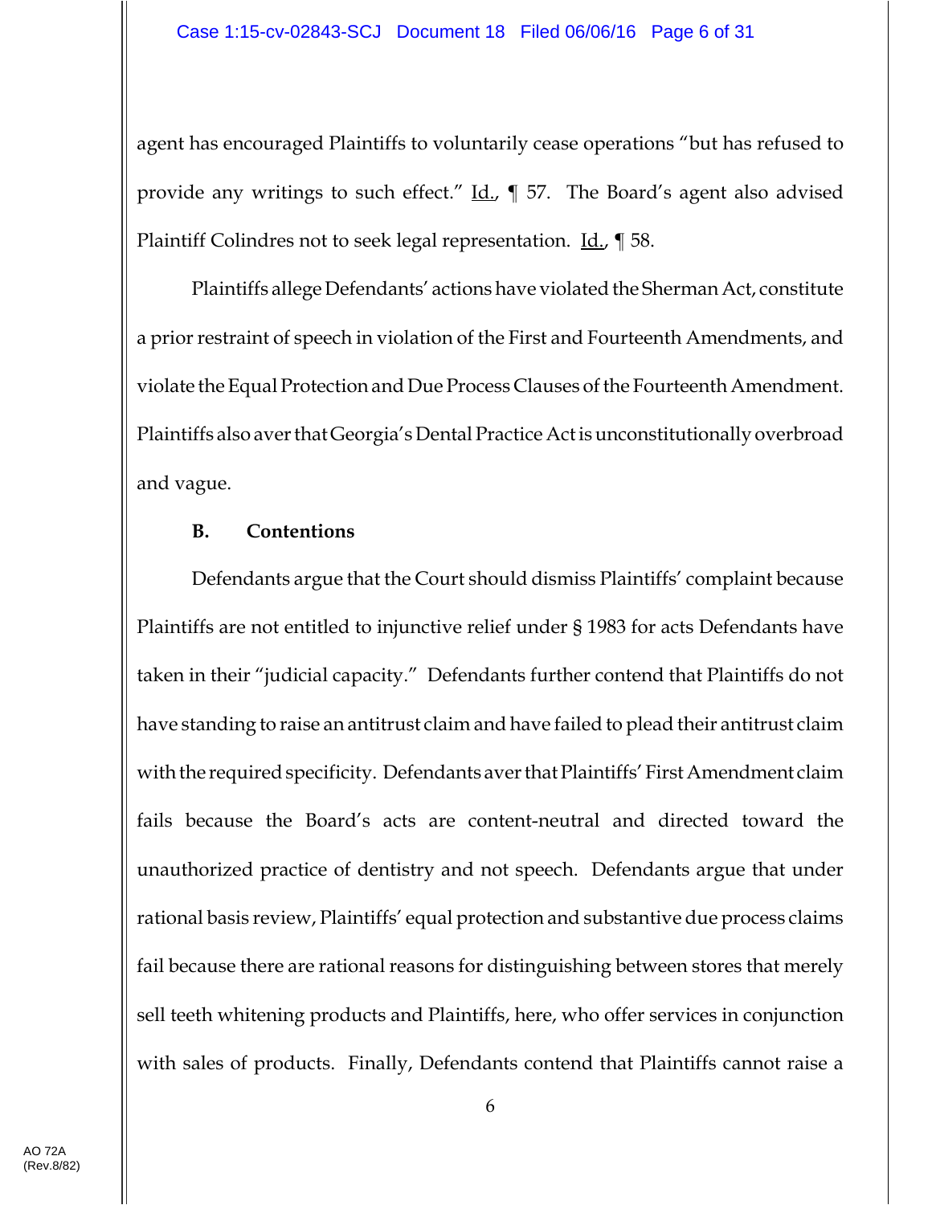agent has encouraged Plaintiffs to voluntarily cease operations "but has refused to provide any writings to such effect." Id., ¶ 57. The Board's agent also advised Plaintiff Colindres not to seek legal representation. Id., ¶ 58.

Plaintiffs allege Defendants' actions have violated the Sherman Act, constitute a prior restraint of speech in violation of the First and Fourteenth Amendments, and violate the Equal Protection and Due Process Clauses of the Fourteenth Amendment. Plaintiffs also aver that Georgia's Dental Practice Act is unconstitutionally overbroad and vague.

**B. Contentions**

Defendants argue that the Court should dismiss Plaintiffs' complaint because Plaintiffs are not entitled to injunctive relief under § 1983 for acts Defendants have taken in their "judicial capacity." Defendants further contend that Plaintiffs do not have standing to raise an antitrust claim and have failed to plead their antitrust claim with the required specificity. Defendants aver that Plaintiffs' First Amendment claim fails because the Board's acts are content-neutral and directed toward the unauthorized practice of dentistry and not speech. Defendants argue that under rational basis review, Plaintiffs' equal protection and substantive due process claims fail because there are rational reasons for distinguishing between stores that merely sell teeth whitening products and Plaintiffs, here, who offer services in conjunction with sales of products. Finally, Defendants contend that Plaintiffs cannot raise a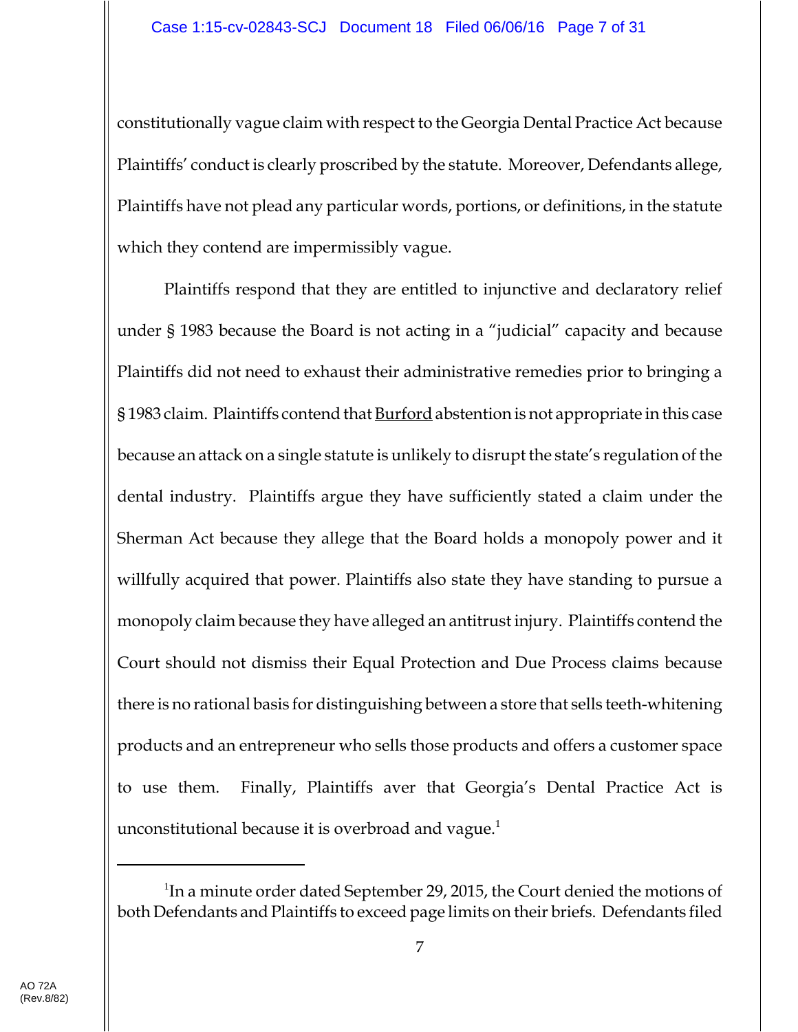constitutionally vague claim with respect to the Georgia Dental Practice Act because Plaintiffs' conduct is clearly proscribed by the statute. Moreover, Defendants allege, Plaintiffs have not plead any particular words, portions, or definitions, in the statute which they contend are impermissibly vague.

Plaintiffs respond that they are entitled to injunctive and declaratory relief under § 1983 because the Board is not acting in a "judicial" capacity and because Plaintiffs did not need to exhaust their administrative remedies prior to bringing a § 1983 claim. Plaintiffs contend that Burford abstention is not appropriate in this case because an attack on a single statute is unlikely to disrupt the state's regulation of the dental industry. Plaintiffs argue they have sufficiently stated a claim under the Sherman Act because they allege that the Board holds a monopoly power and it willfully acquired that power. Plaintiffs also state they have standing to pursue a monopoly claim because they have alleged an antitrust injury. Plaintiffs contend the Court should not dismiss their Equal Protection and Due Process claims because there is no rational basis for distinguishing between a store that sells teeth-whitening products and an entrepreneur who sells those products and offers a customer space to use them. Finally, Plaintiffs aver that Georgia's Dental Practice Act is unconstitutional because it is overbroad and vague.[1]

---

[1] In a minute order dated September 29, 2015, the Court denied the motions of both Defendants and Plaintiffs to exceed page limits on their briefs. Defendants filed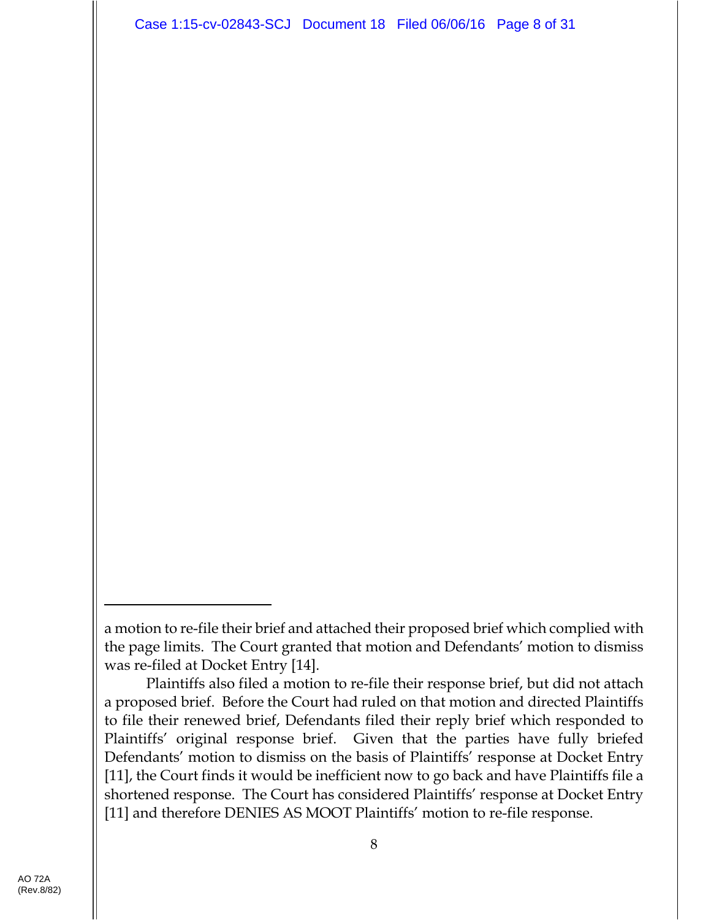a motion to re-file their brief and attached their proposed brief which complied with the page limits. The Court granted that motion and Defendants' motion to dismiss was re-filed at Docket Entry [14].

Plaintiffs also filed a motion to re-file their response brief, but did not attach a proposed brief. Before the Court had ruled on that motion and directed Plaintiffs to file their renewed brief, Defendants filed their reply brief which responded to Plaintiffs' original response brief. Given that the parties have fully briefed Defendants' motion to dismiss on the basis of Plaintiffs' response at Docket Entry [11], the Court finds it would be inefficient now to go back and have Plaintiffs file a shortened response. The Court has considered Plaintiffs' response at Docket Entry [11] and therefore DENIES AS MOOT Plaintiffs' motion to re-file response.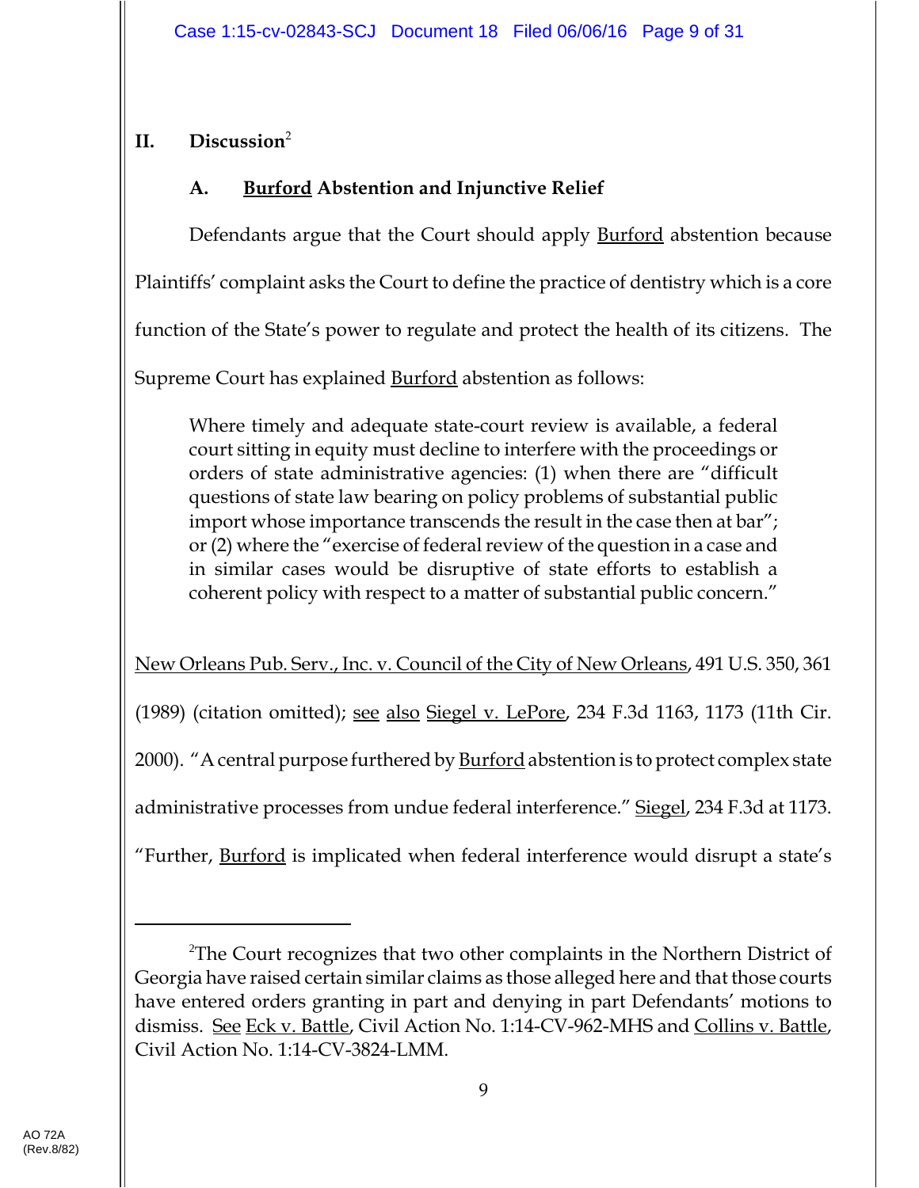## II. Discussion[2]

### A. Burford Abstention and Injunctive Relief

Defendants argue that the Court should apply Burford abstention because Plaintiffs' complaint asks the Court to define the practice of dentistry which is a core function of the State's power to regulate and protect the health of its citizens. The Supreme Court has explained Burford abstention as follows:

> Where timely and adequate state-court review is available, a federal court sitting in equity must decline to interfere with the proceedings or orders of state administrative agencies: (1) when there are "difficult questions of state law bearing on policy problems of substantial public import whose importance transcends the result in the case then at bar"; or (2) where the "exercise of federal review of the question in a case and in similar cases would be disruptive of state efforts to establish a coherent policy with respect to a matter of substantial public concern."

New Orleans Pub. Serv., Inc. v. Council of the City of New Orleans, 491 U.S. 350, 361 (1989) (citation omitted); see also Siegel v. LePore, 234 F.3d 1163, 1173 (11th Cir. 2000). "A central purpose furthered by Burford abstention is to protect complex state administrative processes from undue federal interference." Siegel, 234 F.3d at 1173. "Further, Burford is implicated when federal interference would disrupt a state's

---

[2] The Court recognizes that two other complaints in the Northern District of Georgia have raised certain similar claims as those alleged here and that those courts have entered orders granting in part and denying in part Defendants' motions to dismiss. See Eck v. Battle, Civil Action No. 1:14-CV-962-MHS and Collins v. Battle, Civil Action No. 1:14-CV-3824-LMM.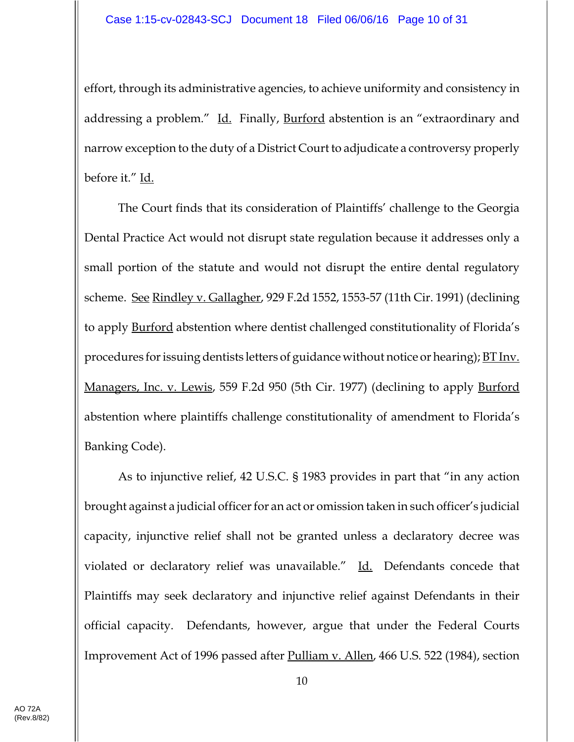effort, through its administrative agencies, to achieve uniformity and consistency in addressing a problem." Id. Finally, Burford abstention is an "extraordinary and narrow exception to the duty of a District Court to adjudicate a controversy properly before it." Id.

The Court finds that its consideration of Plaintiffs' challenge to the Georgia Dental Practice Act would not disrupt state regulation because it addresses only a small portion of the statute and would not disrupt the entire dental regulatory scheme. See Rindley v. Gallagher, 929 F.2d 1552, 1553-57 (11th Cir. 1991) (declining to apply Burford abstention where dentist challenged constitutionality of Florida's procedures for issuing dentists letters of guidance without notice or hearing); BT Inv. Managers, Inc. v. Lewis, 559 F.2d 950 (5th Cir. 1977) (declining to apply Burford abstention where plaintiffs challenge constitutionality of amendment to Florida's Banking Code).

As to injunctive relief, 42 U.S.C. § 1983 provides in part that "in any action brought against a judicial officer for an act or omission taken in such officer's judicial capacity, injunctive relief shall not be granted unless a declaratory decree was violated or declaratory relief was unavailable." Id. Defendants concede that Plaintiffs may seek declaratory and injunctive relief against Defendants in their official capacity. Defendants, however, argue that under the Federal Courts Improvement Act of 1996 passed after Pulliam v. Allen, 466 U.S. 522 (1984), section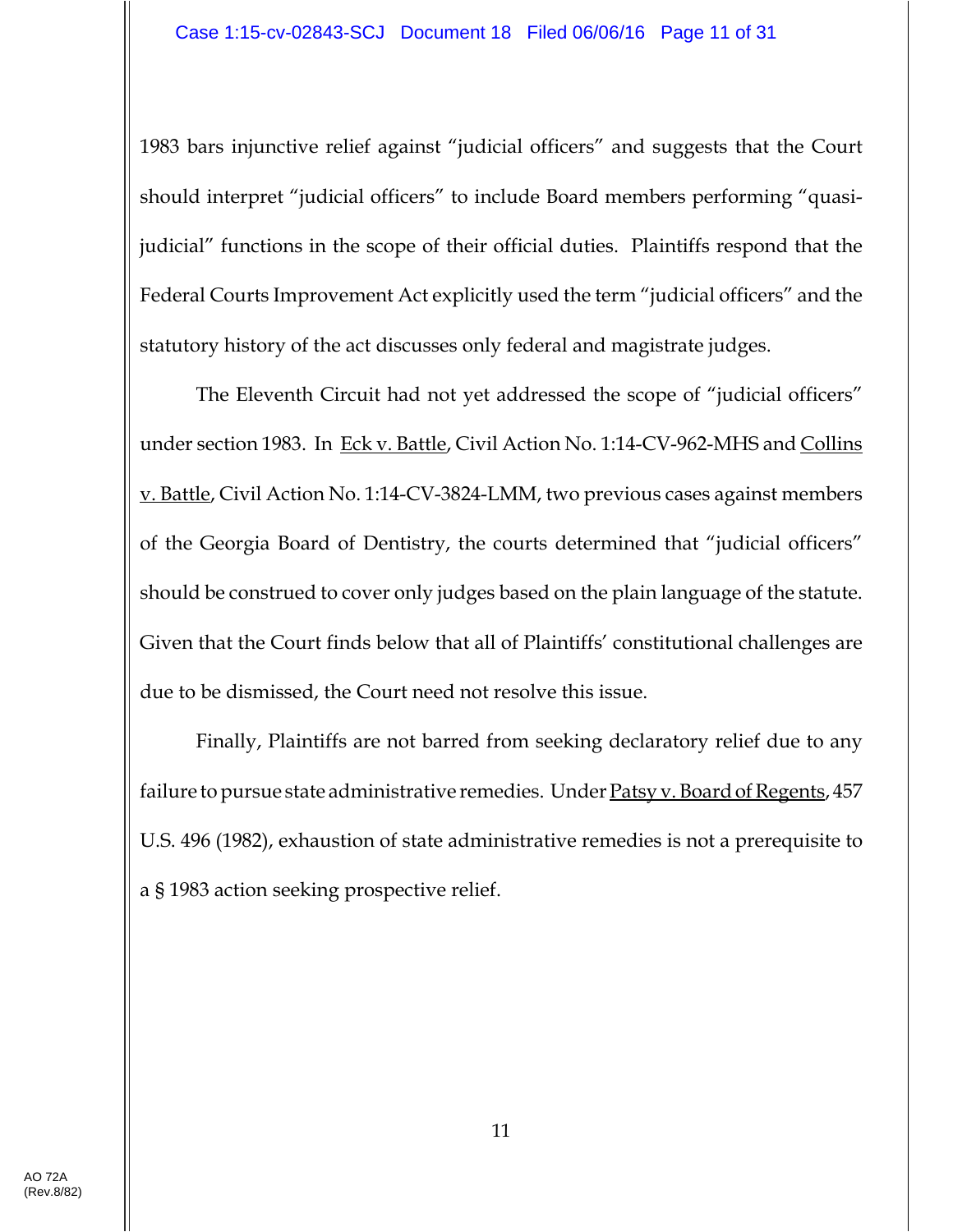1983 bars injunctive relief against "judicial officers" and suggests that the Court should interpret "judicial officers" to include Board members performing "quasi-judicial" functions in the scope of their official duties. Plaintiffs respond that the Federal Courts Improvement Act explicitly used the term "judicial officers" and the statutory history of the act discusses only federal and magistrate judges.

The Eleventh Circuit had not yet addressed the scope of "judicial officers" under section 1983. In Eck v. Battle, Civil Action No. 1:14-CV-962-MHS and Collins v. Battle, Civil Action No. 1:14-CV-3824-LMM, two previous cases against members of the Georgia Board of Dentistry, the courts determined that "judicial officers" should be construed to cover only judges based on the plain language of the statute. Given that the Court finds below that all of Plaintiffs' constitutional challenges are due to be dismissed, the Court need not resolve this issue.

Finally, Plaintiffs are not barred from seeking declaratory relief due to any failure to pursue state administrative remedies. Under Patsy v. Board of Regents, 457 U.S. 496 (1982), exhaustion of state administrative remedies is not a prerequisite to a § 1983 action seeking prospective relief.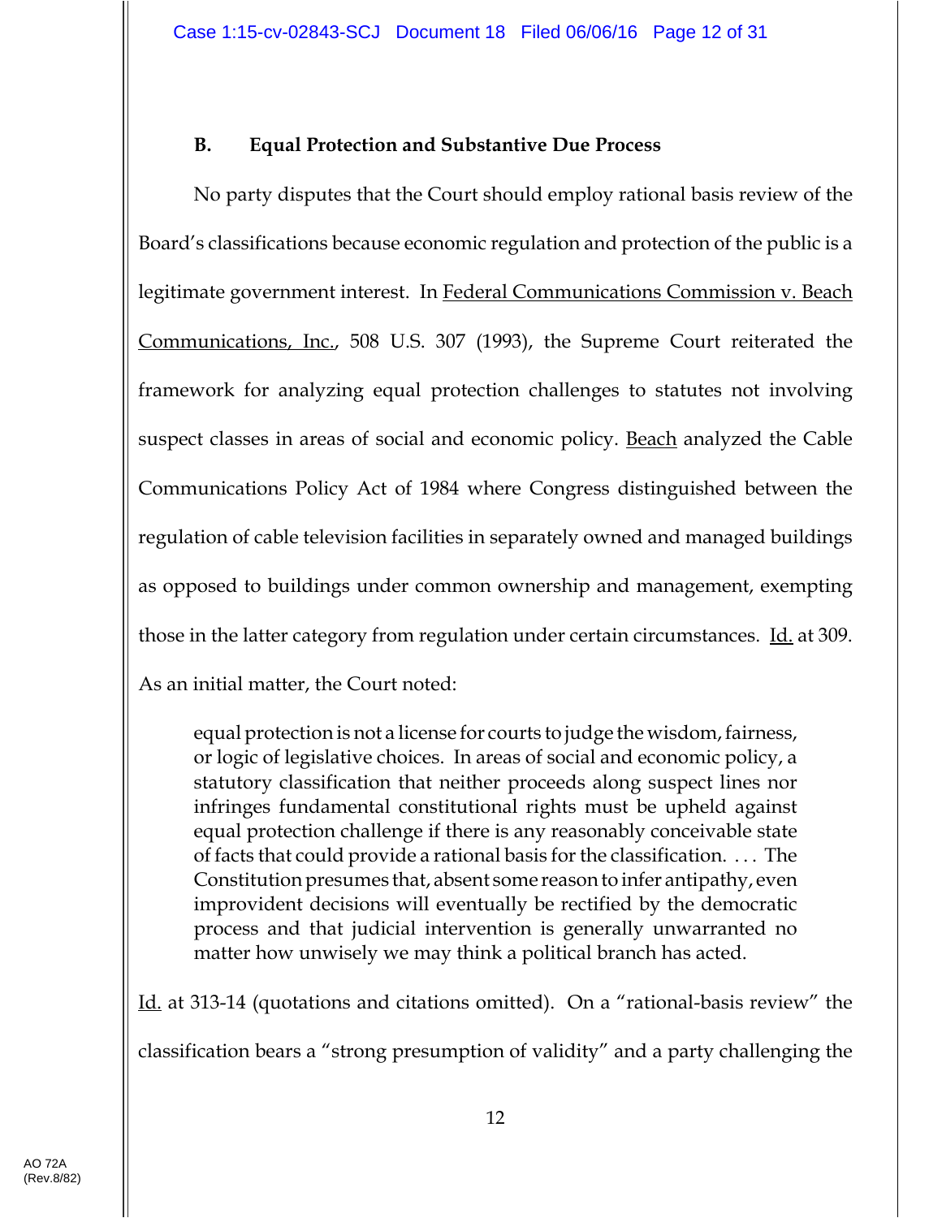### B. Equal Protection and Substantive Due Process

No party disputes that the Court should employ rational basis review of the Board's classifications because economic regulation and protection of the public is a legitimate government interest. In Federal Communications Commission v. Beach Communications, Inc., 508 U.S. 307 (1993), the Supreme Court reiterated the framework for analyzing equal protection challenges to statutes not involving suspect classes in areas of social and economic policy. Beach analyzed the Cable Communications Policy Act of 1984 where Congress distinguished between the regulation of cable television facilities in separately owned and managed buildings as opposed to buildings under common ownership and management, exempting those in the latter category from regulation under certain circumstances. Id. at 309. As an initial matter, the Court noted:

> equal protection is not a license for courts to judge the wisdom, fairness, or logic of legislative choices. In areas of social and economic policy, a statutory classification that neither proceeds along suspect lines nor infringes fundamental constitutional rights must be upheld against equal protection challenge if there is any reasonably conceivable state of facts that could provide a rational basis for the classification. . . . The Constitution presumes that, absent some reason to infer antipathy, even improvident decisions will eventually be rectified by the democratic process and that judicial intervention is generally unwarranted no matter how unwisely we may think a political branch has acted.

Id. at 313-14 (quotations and citations omitted). On a "rational-basis review" the classification bears a "strong presumption of validity" and a party challenging the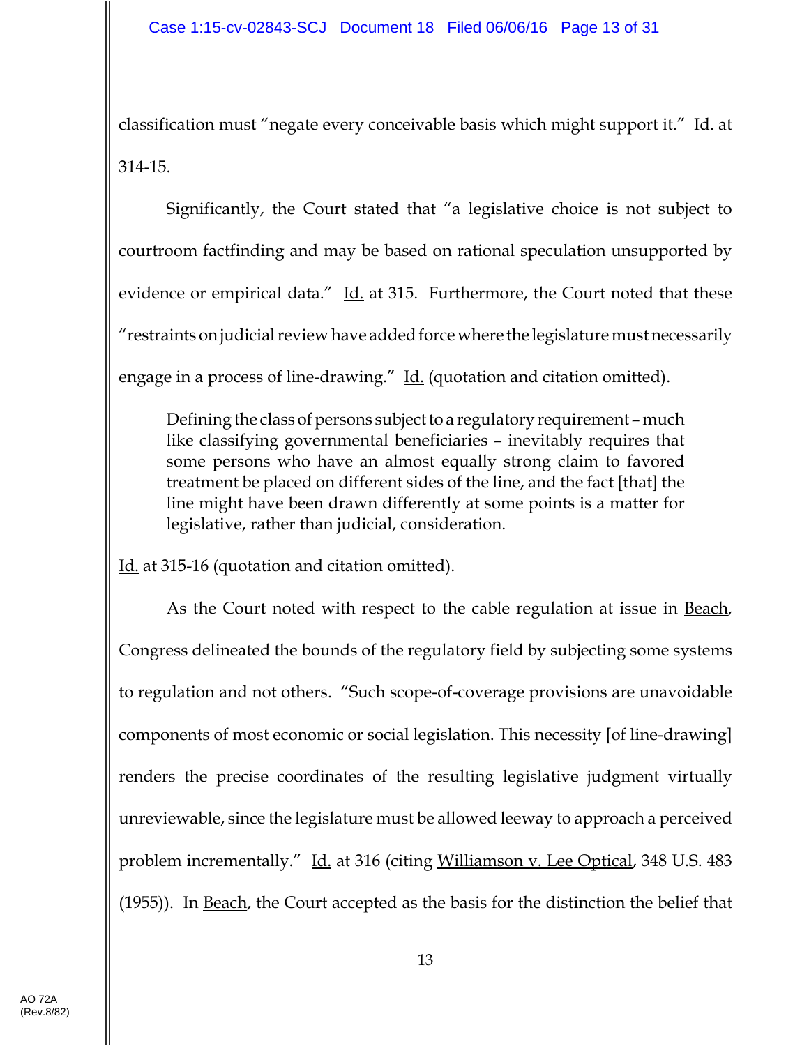classification must "negate every conceivable basis which might support it." Id. at 314-15.

Significantly, the Court stated that "a legislative choice is not subject to courtroom factfinding and may be based on rational speculation unsupported by evidence or empirical data." Id. at 315. Furthermore, the Court noted that these "restraints on judicial review have added force where the legislature must necessarily engage in a process of line-drawing." Id. (quotation and citation omitted).

> Defining the class of persons subject to a regulatory requirement – much like classifying governmental beneficiaries – inevitably requires that some persons who have an almost equally strong claim to favored treatment be placed on different sides of the line, and the fact [that] the line might have been drawn differently at some points is a matter for legislative, rather than judicial, consideration.

Id. at 315-16 (quotation and citation omitted).

As the Court noted with respect to the cable regulation at issue in Beach, Congress delineated the bounds of the regulatory field by subjecting some systems to regulation and not others. "Such scope-of-coverage provisions are unavoidable components of most economic or social legislation. This necessity [of line-drawing] renders the precise coordinates of the resulting legislative judgment virtually unreviewable, since the legislature must be allowed leeway to approach a perceived problem incrementally." Id. at 316 (citing Williamson v. Lee Optical, 348 U.S. 483 (1955)). In Beach, the Court accepted as the basis for the distinction the belief that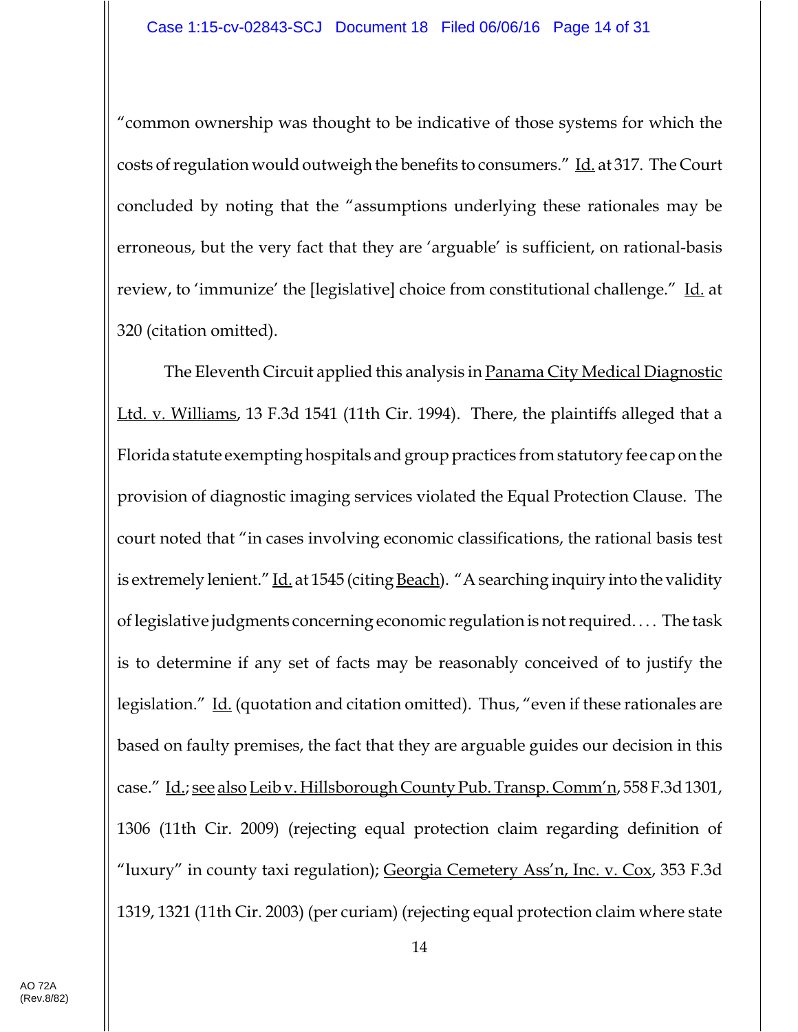"common ownership was thought to be indicative of those systems for which the costs of regulation would outweigh the benefits to consumers." Id. at 317. The Court concluded by noting that the "assumptions underlying these rationales may be erroneous, but the very fact that they are 'arguable' is sufficient, on rational-basis review, to 'immunize' the [legislative] choice from constitutional challenge." Id. at 320 (citation omitted).

The Eleventh Circuit applied this analysis in Panama City Medical Diagnostic Ltd. v. Williams, 13 F.3d 1541 (11th Cir. 1994). There, the plaintiffs alleged that a Florida statute exempting hospitals and group practices from statutory fee cap on the provision of diagnostic imaging services violated the Equal Protection Clause. The court noted that "in cases involving economic classifications, the rational basis test is extremely lenient." Id. at 1545 (citing Beach). "A searching inquiry into the validity of legislative judgments concerning economic regulation is not required. . . . The task is to determine if any set of facts may be reasonably conceived of to justify the legislation." Id. (quotation and citation omitted). Thus, "even if these rationales are based on faulty premises, the fact that they are arguable guides our decision in this case." Id.; see also Leib v. Hillsborough County Pub. Transp. Comm'n, 558 F.3d 1301, 1306 (11th Cir. 2009) (rejecting equal protection claim regarding definition of "luxury" in county taxi regulation); Georgia Cemetery Ass'n, Inc. v. Cox, 353 F.3d 1319, 1321 (11th Cir. 2003) (per curiam) (rejecting equal protection claim where state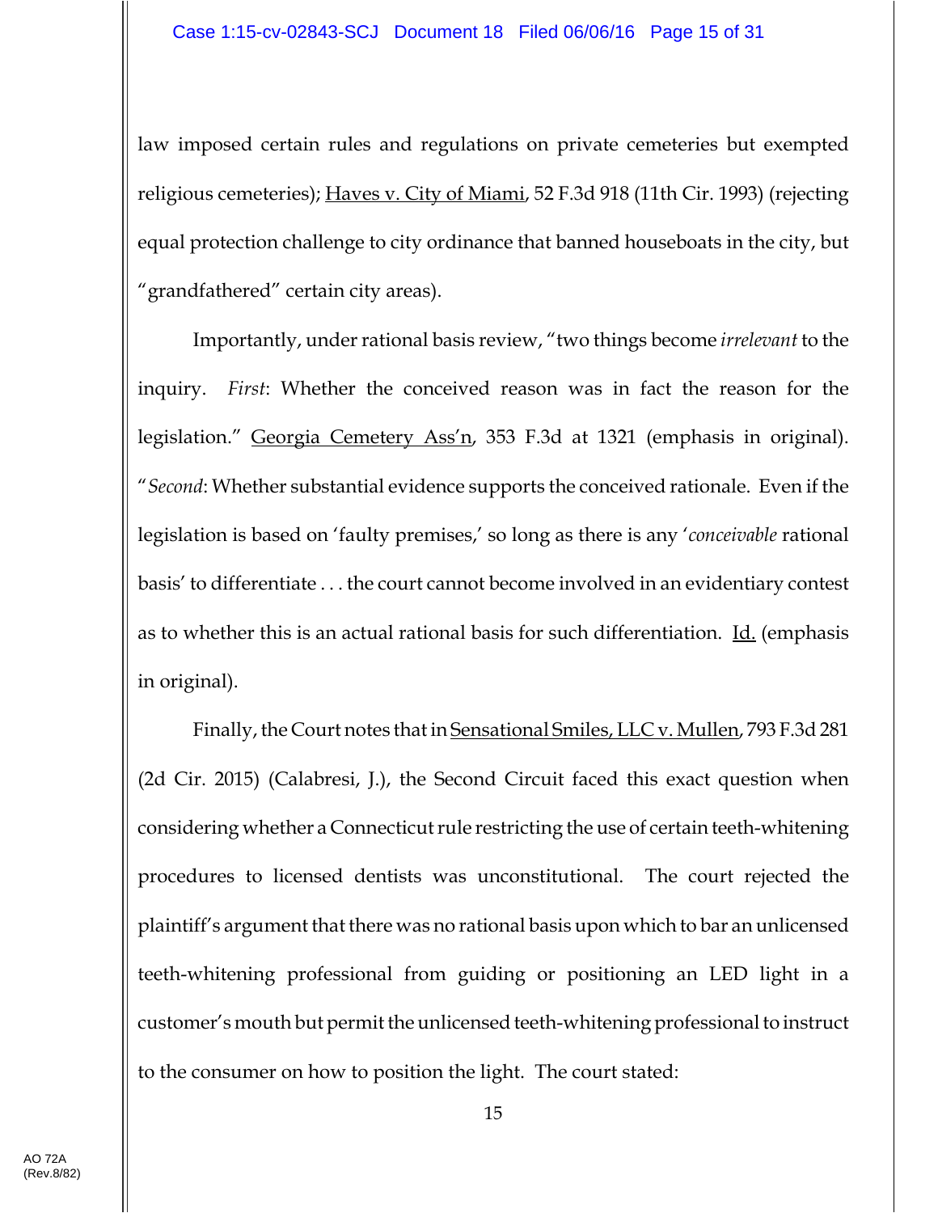law imposed certain rules and regulations on private cemeteries but exempted religious cemeteries); Haves v. City of Miami, 52 F.3d 918 (11th Cir. 1993) (rejecting equal protection challenge to city ordinance that banned houseboats in the city, but "grandfathered" certain city areas).

Importantly, under rational basis review, "two things become *irrelevant* to the inquiry. *First*: Whether the conceived reason was in fact the reason for the legislation." Georgia Cemetery Ass'n, 353 F.3d at 1321 (emphasis in original). "*Second*: Whether substantial evidence supports the conceived rationale. Even if the legislation is based on 'faulty premises,' so long as there is any '*conceivable* rational basis' to differentiate . . . the court cannot become involved in an evidentiary contest as to whether this is an actual rational basis for such differentiation. Id. (emphasis in original).

Finally, the Court notes that in Sensational Smiles, LLC v. Mullen, 793 F.3d 281 (2d Cir. 2015) (Calabresi, J.), the Second Circuit faced this exact question when considering whether a Connecticut rule restricting the use of certain teeth-whitening procedures to licensed dentists was unconstitutional. The court rejected the plaintiff's argument that there was no rational basis upon which to bar an unlicensed teeth-whitening professional from guiding or positioning an LED light in a customer's mouth but permit the unlicensed teeth-whitening professional to instruct to the consumer on how to position the light. The court stated: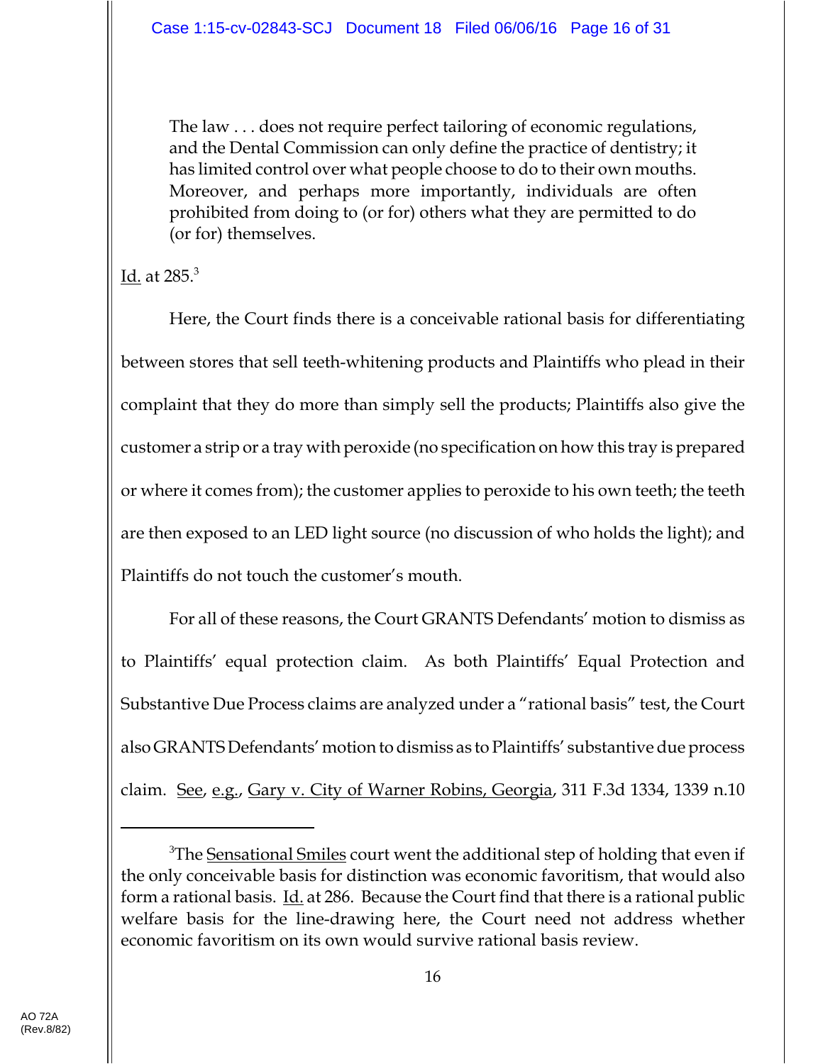> The law . . . does not require perfect tailoring of economic regulations, and the Dental Commission can only define the practice of dentistry; it has limited control over what people choose to do to their own mouths. Moreover, and perhaps more importantly, individuals are often prohibited from doing to (or for) others what they are permitted to do (or for) themselves.

Id. at 285.[3]

Here, the Court finds there is a conceivable rational basis for differentiating between stores that sell teeth-whitening products and Plaintiffs who plead in their complaint that they do more than simply sell the products; Plaintiffs also give the customer a strip or a tray with peroxide (no specification on how this tray is prepared or where it comes from); the customer applies to peroxide to his own teeth; the teeth are then exposed to an LED light source (no discussion of who holds the light); and Plaintiffs do not touch the customer's mouth.

For all of these reasons, the Court GRANTS Defendants' motion to dismiss as to Plaintiffs' equal protection claim. As both Plaintiffs' Equal Protection and Substantive Due Process claims are analyzed under a "rational basis" test, the Court also GRANTS Defendants' motion to dismiss as to Plaintiffs' substantive due process claim. See, e.g., Gary v. City of Warner Robins, Georgia, 311 F.3d 1334, 1339 n.10

---

[3] The Sensational Smiles court went the additional step of holding that even if the only conceivable basis for distinction was economic favoritism, that would also form a rational basis. Id. at 286. Because the Court find that there is a rational public welfare basis for the line-drawing here, the Court need not address whether economic favoritism on its own would survive rational basis review.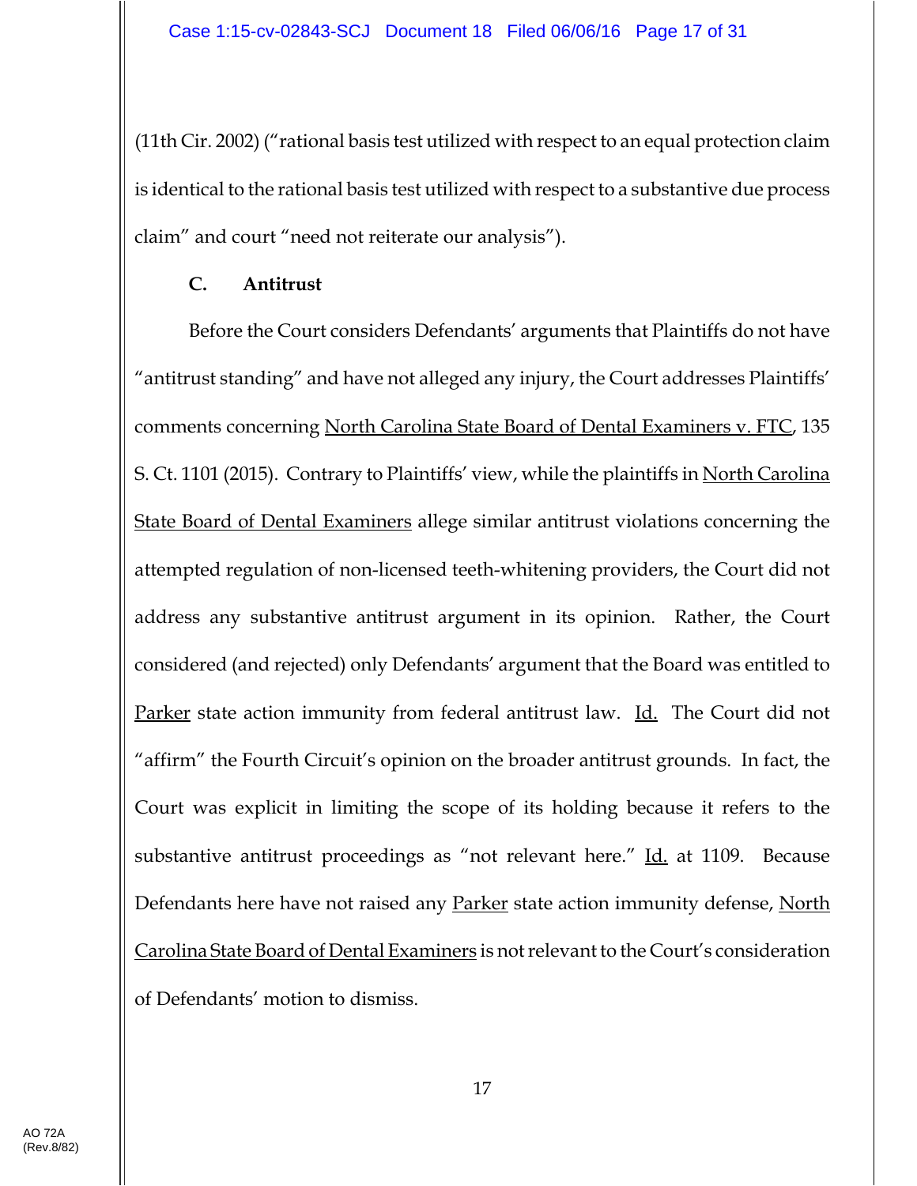(11th Cir. 2002) ("rational basis test utilized with respect to an equal protection claim is identical to the rational basis test utilized with respect to a substantive due process claim" and court "need not reiterate our analysis").

### C. Antitrust

Before the Court considers Defendants' arguments that Plaintiffs do not have "antitrust standing" and have not alleged any injury, the Court addresses Plaintiffs' comments concerning North Carolina State Board of Dental Examiners v. FTC, 135 S. Ct. 1101 (2015). Contrary to Plaintiffs' view, while the plaintiffs in North Carolina State Board of Dental Examiners allege similar antitrust violations concerning the attempted regulation of non-licensed teeth-whitening providers, the Court did not address any substantive antitrust argument in its opinion. Rather, the Court considered (and rejected) only Defendants' argument that the Board was entitled to Parker state action immunity from federal antitrust law. Id. The Court did not "affirm" the Fourth Circuit's opinion on the broader antitrust grounds. In fact, the Court was explicit in limiting the scope of its holding because it refers to the substantive antitrust proceedings as "not relevant here." Id. at 1109. Because Defendants here have not raised any Parker state action immunity defense, North Carolina State Board of Dental Examiners is not relevant to the Court's consideration of Defendants' motion to dismiss.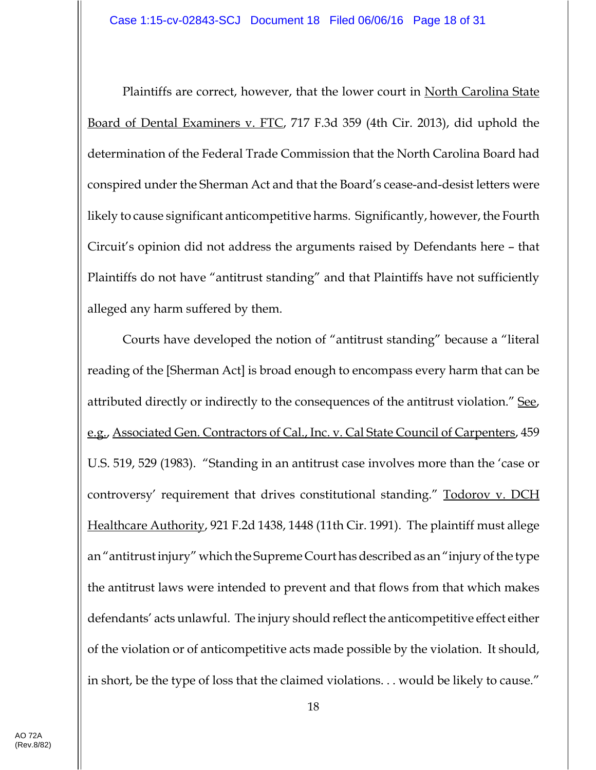Plaintiffs are correct, however, that the lower court in North Carolina State Board of Dental Examiners v. FTC, 717 F.3d 359 (4th Cir. 2013), did uphold the determination of the Federal Trade Commission that the North Carolina Board had conspired under the Sherman Act and that the Board's cease-and-desist letters were likely to cause significant anticompetitive harms. Significantly, however, the Fourth Circuit's opinion did not address the arguments raised by Defendants here – that Plaintiffs do not have "antitrust standing" and that Plaintiffs have not sufficiently alleged any harm suffered by them.

Courts have developed the notion of "antitrust standing" because a "literal reading of the [Sherman Act] is broad enough to encompass every harm that can be attributed directly or indirectly to the consequences of the antitrust violation." See, e.g., Associated Gen. Contractors of Cal., Inc. v. Cal State Council of Carpenters, 459 U.S. 519, 529 (1983). "Standing in an antitrust case involves more than the 'case or controversy' requirement that drives constitutional standing." Todorov v. DCH Healthcare Authority, 921 F.2d 1438, 1448 (11th Cir. 1991). The plaintiff must allege an "antitrust injury" which the Supreme Court has described as an "injury of the type the antitrust laws were intended to prevent and that flows from that which makes defendants' acts unlawful. The injury should reflect the anticompetitive effect either of the violation or of anticompetitive acts made possible by the violation. It should, in short, be the type of loss that the claimed violations. . . would be likely to cause."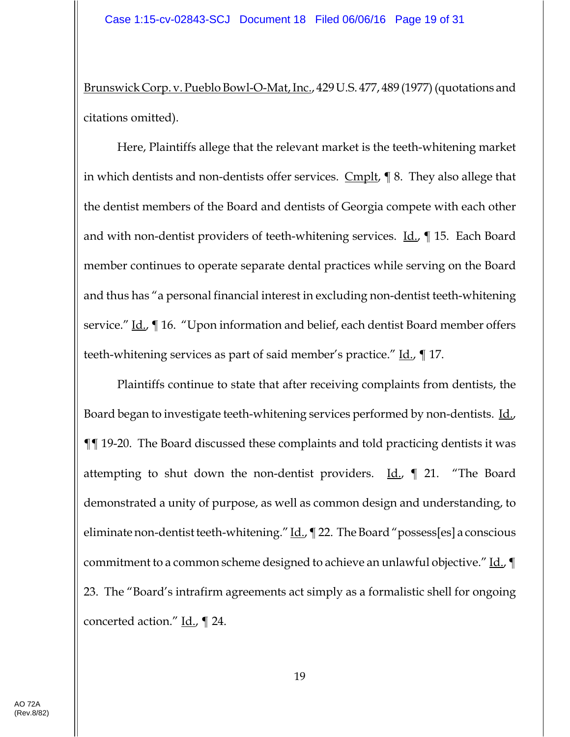Brunswick Corp. v. Pueblo Bowl-O-Mat, Inc., 429 U.S. 477, 489 (1977) (quotations and citations omitted).

Here, Plaintiffs allege that the relevant market is the teeth-whitening market in which dentists and non-dentists offer services. Cmplt, ¶ 8. They also allege that the dentist members of the Board and dentists of Georgia compete with each other and with non-dentist providers of teeth-whitening services. Id., ¶ 15. Each Board member continues to operate separate dental practices while serving on the Board and thus has "a personal financial interest in excluding non-dentist teeth-whitening service." Id., ¶ 16. "Upon information and belief, each dentist Board member offers teeth-whitening services as part of said member's practice." Id., ¶ 17.

Plaintiffs continue to state that after receiving complaints from dentists, the Board began to investigate teeth-whitening services performed by non-dentists. Id., ¶¶ 19-20. The Board discussed these complaints and told practicing dentists it was attempting to shut down the non-dentist providers. Id., ¶ 21. "The Board demonstrated a unity of purpose, as well as common design and understanding, to eliminate non-dentist teeth-whitening." Id., ¶ 22. The Board "possess[es] a conscious commitment to a common scheme designed to achieve an unlawful objective." Id., ¶ 23. The "Board's intrafirm agreements act simply as a formalistic shell for ongoing concerted action." Id., ¶ 24.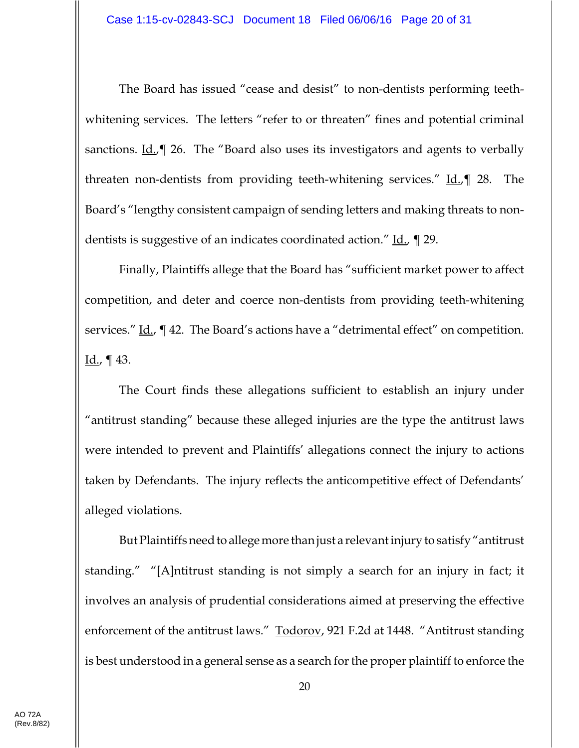The Board has issued "cease and desist" to non-dentists performing teeth-whitening services. The letters "refer to or threaten" fines and potential criminal sanctions. Id.,¶ 26. The "Board also uses its investigators and agents to verbally threaten non-dentists from providing teeth-whitening services." Id.,¶ 28. The Board's "lengthy consistent campaign of sending letters and making threats to non-dentists is suggestive of an indicates coordinated action." Id., ¶ 29.

Finally, Plaintiffs allege that the Board has "sufficient market power to affect competition, and deter and coerce non-dentists from providing teeth-whitening services." Id., ¶ 42. The Board's actions have a "detrimental effect" on competition. Id., ¶ 43.

The Court finds these allegations sufficient to establish an injury under "antitrust standing" because these alleged injuries are the type the antitrust laws were intended to prevent and Plaintiffs' allegations connect the injury to actions taken by Defendants. The injury reflects the anticompetitive effect of Defendants' alleged violations.

But Plaintiffs need to allege more than just a relevant injury to satisfy "antitrust standing." "[A]ntitrust standing is not simply a search for an injury in fact; it involves an analysis of prudential considerations aimed at preserving the effective enforcement of the antitrust laws." Todorov, 921 F.2d at 1448. "Antitrust standing is best understood in a general sense as a search for the proper plaintiff to enforce the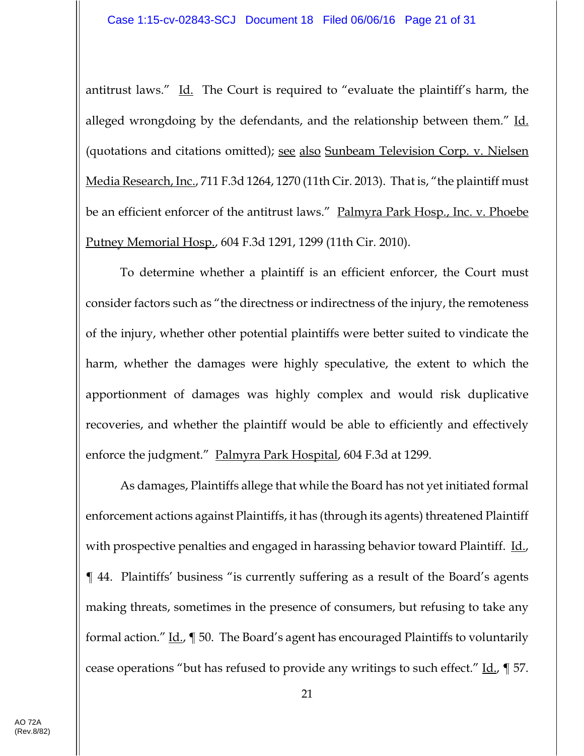antitrust laws." Id. The Court is required to "evaluate the plaintiff's harm, the alleged wrongdoing by the defendants, and the relationship between them." Id. (quotations and citations omitted); see also Sunbeam Television Corp. v. Nielsen Media Research, Inc., 711 F.3d 1264, 1270 (11th Cir. 2013). That is, "the plaintiff must be an efficient enforcer of the antitrust laws." Palmyra Park Hosp., Inc. v. Phoebe Putney Memorial Hosp., 604 F.3d 1291, 1299 (11th Cir. 2010).

To determine whether a plaintiff is an efficient enforcer, the Court must consider factors such as "the directness or indirectness of the injury, the remoteness of the injury, whether other potential plaintiffs were better suited to vindicate the harm, whether the damages were highly speculative, the extent to which the apportionment of damages was highly complex and would risk duplicative recoveries, and whether the plaintiff would be able to efficiently and effectively enforce the judgment." Palmyra Park Hospital, 604 F.3d at 1299.

As damages, Plaintiffs allege that while the Board has not yet initiated formal enforcement actions against Plaintiffs, it has (through its agents) threatened Plaintiff with prospective penalties and engaged in harassing behavior toward Plaintiff. Id., ¶ 44. Plaintiffs' business "is currently suffering as a result of the Board's agents making threats, sometimes in the presence of consumers, but refusing to take any formal action." Id., ¶ 50. The Board's agent has encouraged Plaintiffs to voluntarily cease operations "but has refused to provide any writings to such effect." Id., ¶ 57.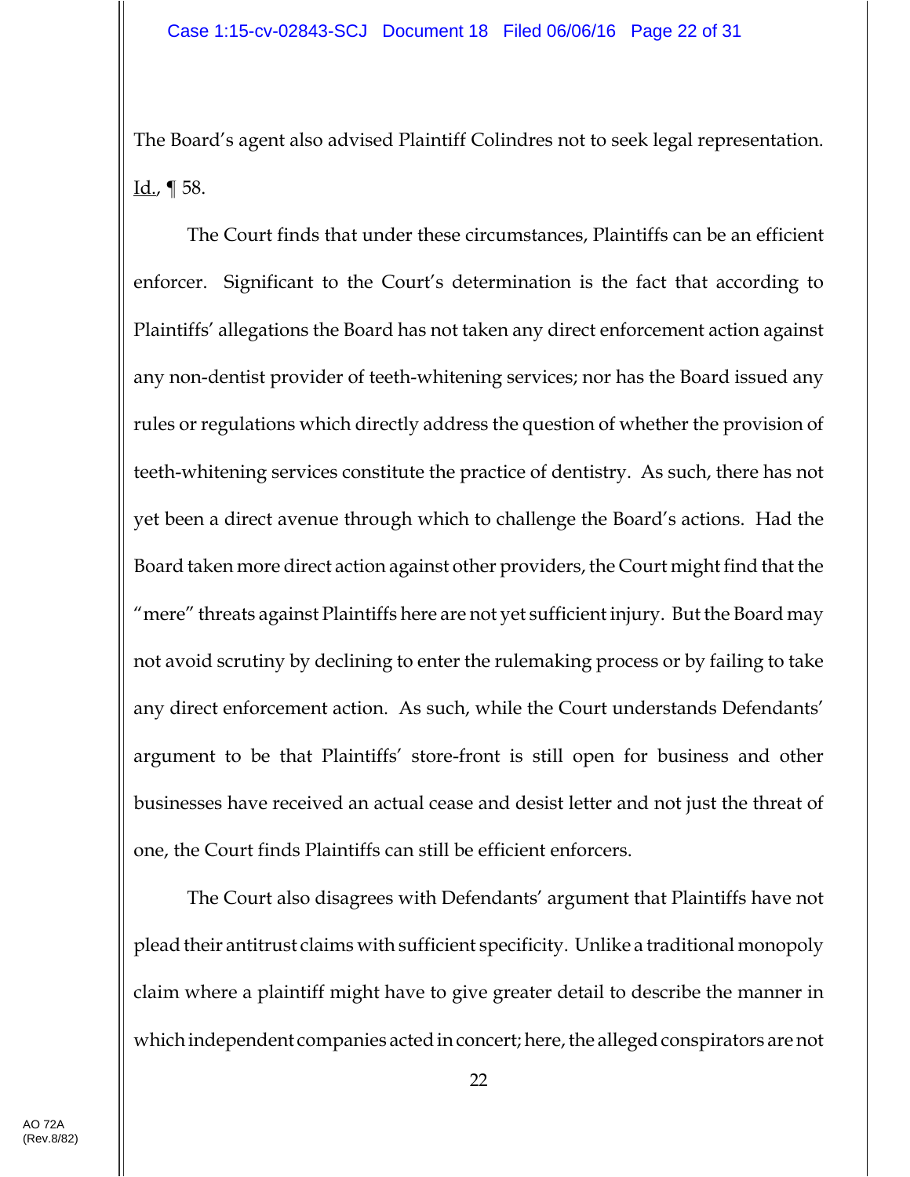The Board's agent also advised Plaintiff Colindres not to seek legal representation. Id., ¶ 58.

The Court finds that under these circumstances, Plaintiffs can be an efficient enforcer. Significant to the Court's determination is the fact that according to Plaintiffs' allegations the Board has not taken any direct enforcement action against any non-dentist provider of teeth-whitening services; nor has the Board issued any rules or regulations which directly address the question of whether the provision of teeth-whitening services constitute the practice of dentistry. As such, there has not yet been a direct avenue through which to challenge the Board's actions. Had the Board taken more direct action against other providers, the Court might find that the "mere" threats against Plaintiffs here are not yet sufficient injury. But the Board may not avoid scrutiny by declining to enter the rulemaking process or by failing to take any direct enforcement action. As such, while the Court understands Defendants' argument to be that Plaintiffs' store-front is still open for business and other businesses have received an actual cease and desist letter and not just the threat of one, the Court finds Plaintiffs can still be efficient enforcers.

The Court also disagrees with Defendants' argument that Plaintiffs have not plead their antitrust claims with sufficient specificity. Unlike a traditional monopoly claim where a plaintiff might have to give greater detail to describe the manner in which independent companies acted in concert; here, the alleged conspirators are not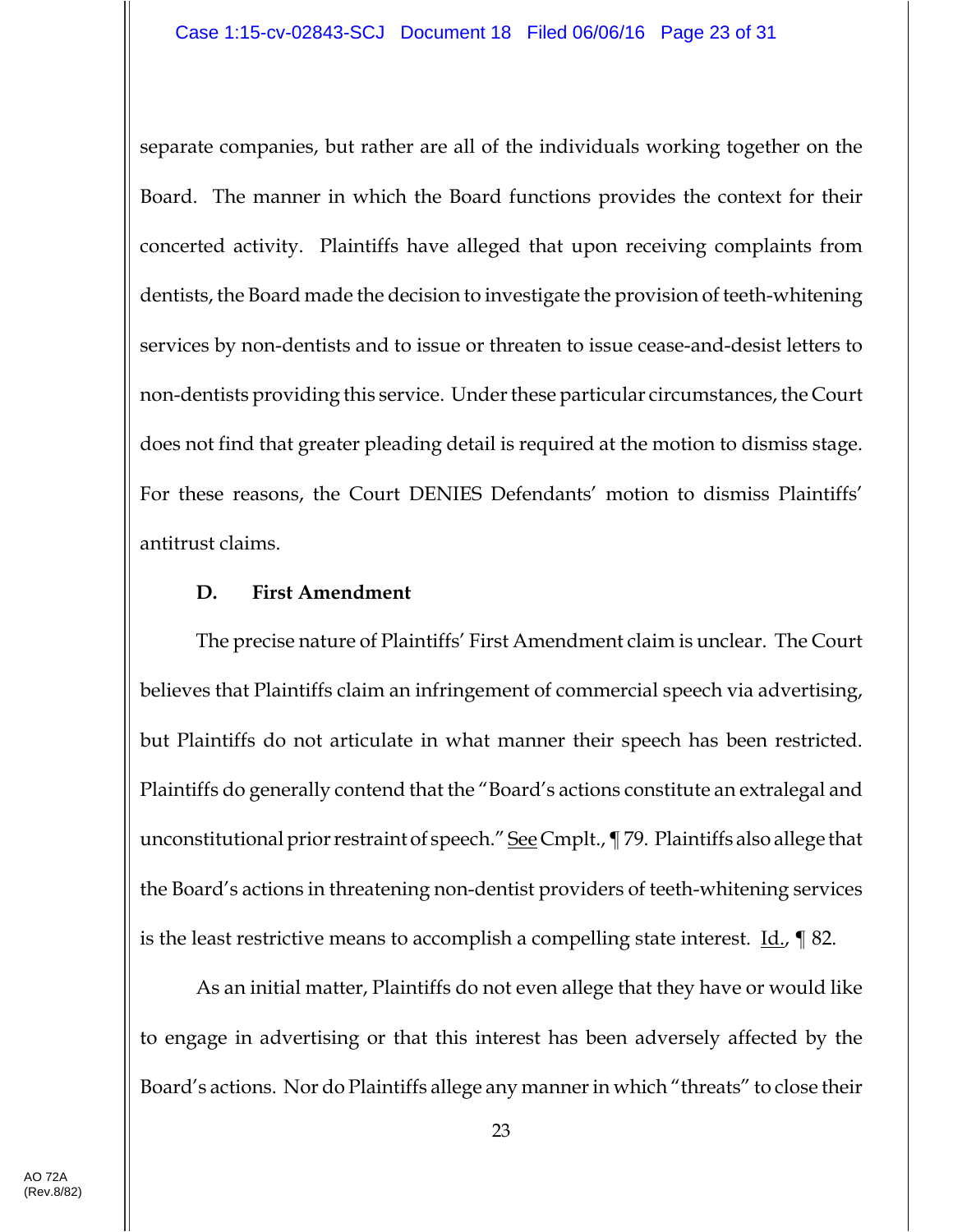separate companies, but rather are all of the individuals working together on the Board. The manner in which the Board functions provides the context for their concerted activity. Plaintiffs have alleged that upon receiving complaints from dentists, the Board made the decision to investigate the provision of teeth-whitening services by non-dentists and to issue or threaten to issue cease-and-desist letters to non-dentists providing this service. Under these particular circumstances, the Court does not find that greater pleading detail is required at the motion to dismiss stage. For these reasons, the Court DENIES Defendants' motion to dismiss Plaintiffs' antitrust claims.

### D. First Amendment

The precise nature of Plaintiffs' First Amendment claim is unclear. The Court believes that Plaintiffs claim an infringement of commercial speech via advertising, but Plaintiffs do not articulate in what manner their speech has been restricted. Plaintiffs do generally contend that the "Board's actions constitute an extralegal and unconstitutional prior restraint of speech." See Cmplt., ¶ 79. Plaintiffs also allege that the Board's actions in threatening non-dentist providers of teeth-whitening services is the least restrictive means to accomplish a compelling state interest. Id., ¶ 82.

As an initial matter, Plaintiffs do not even allege that they have or would like to engage in advertising or that this interest has been adversely affected by the Board's actions. Nor do Plaintiffs allege any manner in which "threats" to close their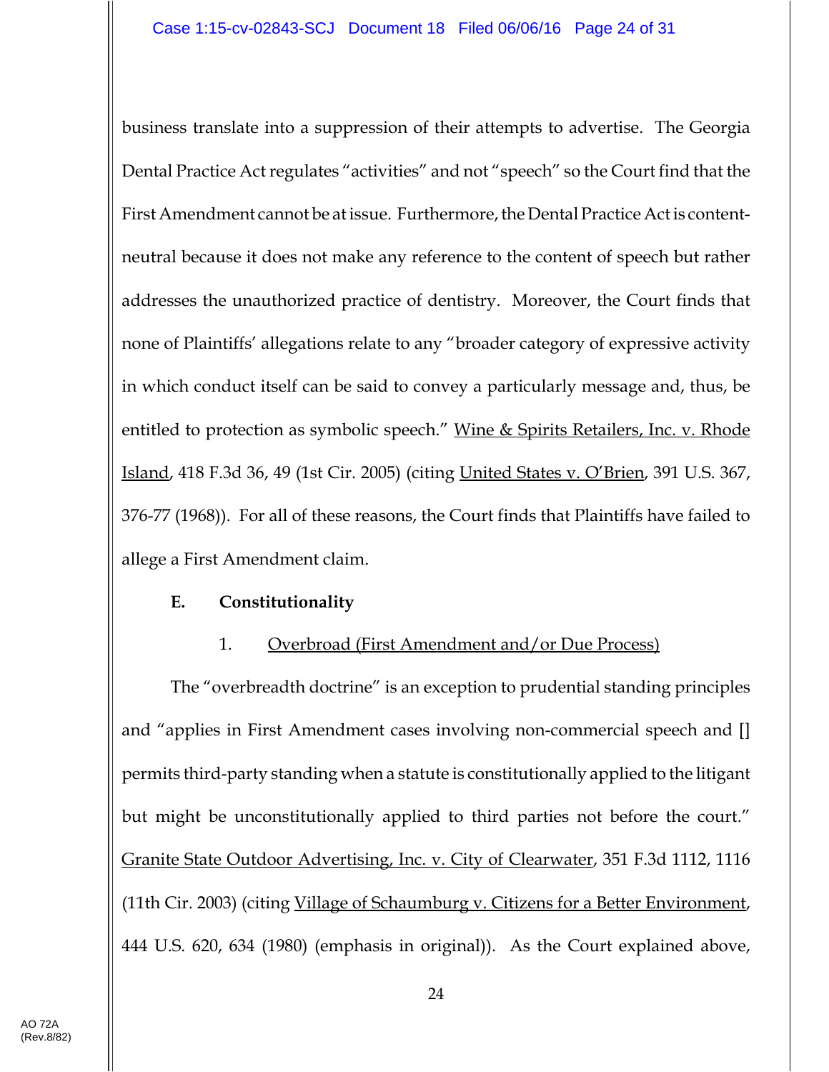business translate into a suppression of their attempts to advertise. The Georgia Dental Practice Act regulates "activities" and not "speech" so the Court find that the First Amendment cannot be at issue. Furthermore, the Dental Practice Act is content-neutral because it does not make any reference to the content of speech but rather addresses the unauthorized practice of dentistry. Moreover, the Court finds that none of Plaintiffs' allegations relate to any "broader category of expressive activity in which conduct itself can be said to convey a particularly message and, thus, be entitled to protection as symbolic speech." Wine & Spirits Retailers, Inc. v. Rhode Island, 418 F.3d 36, 49 (1st Cir. 2005) (citing United States v. O'Brien, 391 U.S. 367, 376-77 (1968)). For all of these reasons, the Court finds that Plaintiffs have failed to allege a First Amendment claim.

### E. Constitutionality

#### 1. Overbroad (First Amendment and/or Due Process)

The "overbreadth doctrine" is an exception to prudential standing principles and "applies in First Amendment cases involving non-commercial speech and [] permits third-party standing when a statute is constitutionally applied to the litigant but might be unconstitutionally applied to third parties not before the court." Granite State Outdoor Advertising, Inc. v. City of Clearwater, 351 F.3d 1112, 1116 (11th Cir. 2003) (citing Village of Schaumburg v. Citizens for a Better Environment, 444 U.S. 620, 634 (1980) (emphasis in original)). As the Court explained above,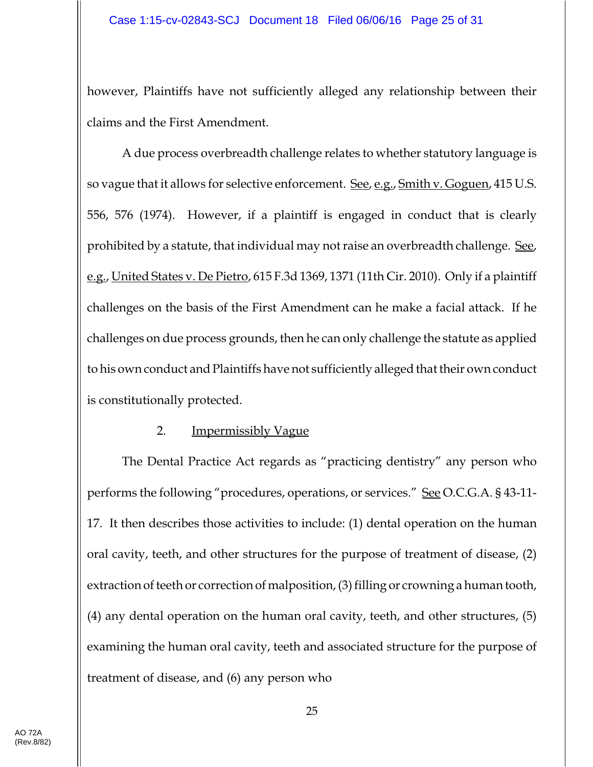however, Plaintiffs have not sufficiently alleged any relationship between their claims and the First Amendment.

A due process overbreadth challenge relates to whether statutory language is so vague that it allows for selective enforcement. See, e.g., Smith v. Goguen, 415 U.S. 556, 576 (1974). However, if a plaintiff is engaged in conduct that is clearly prohibited by a statute, that individual may not raise an overbreadth challenge. See, e.g., United States v. De Pietro, 615 F.3d 1369, 1371 (11th Cir. 2010). Only if a plaintiff challenges on the basis of the First Amendment can he make a facial attack. If he challenges on due process grounds, then he can only challenge the statute as applied to his own conduct and Plaintiffs have not sufficiently alleged that their own conduct is constitutionally protected.

2. Impermissibly Vague

The Dental Practice Act regards as "practicing dentistry" any person who performs the following "procedures, operations, or services." See O.C.G.A. § 43-11-17. It then describes those activities to include: (1) dental operation on the human oral cavity, teeth, and other structures for the purpose of treatment of disease, (2) extraction of teeth or correction of malposition, (3) filling or crowning a human tooth, (4) any dental operation on the human oral cavity, teeth, and other structures, (5) examining the human oral cavity, teeth and associated structure for the purpose of treatment of disease, and (6) any person who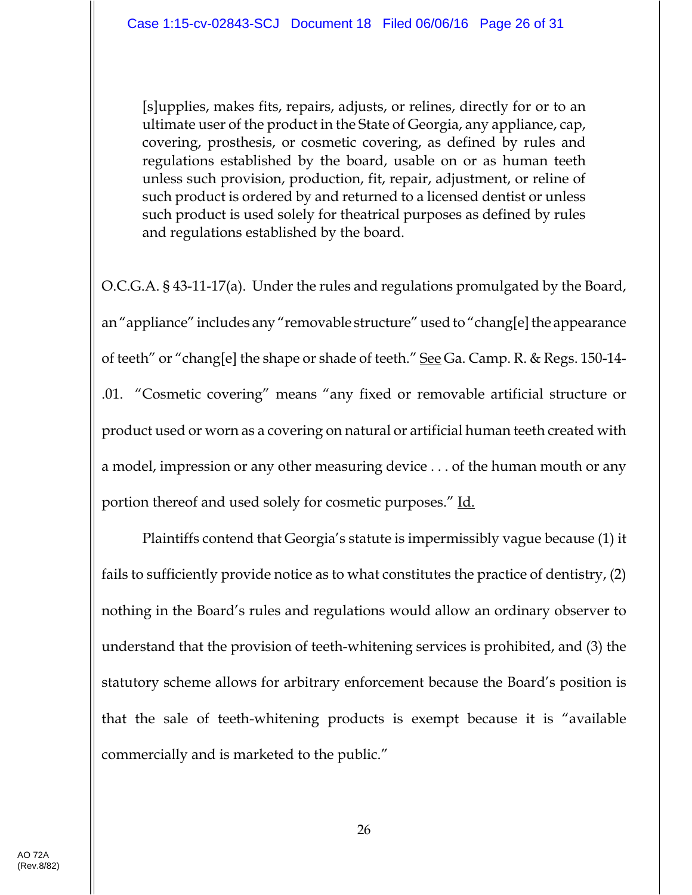> [s]upplies, makes fits, repairs, adjusts, or relines, directly for or to an ultimate user of the product in the State of Georgia, any appliance, cap, covering, prosthesis, or cosmetic covering, as defined by rules and regulations established by the board, usable on or as human teeth unless such provision, production, fit, repair, adjustment, or reline of such product is ordered by and returned to a licensed dentist or unless such product is used solely for theatrical purposes as defined by rules and regulations established by the board.

O.C.G.A. § 43-11-17(a). Under the rules and regulations promulgated by the Board, an "appliance" includes any "removable structure" used to "chang[e] the appearance of teeth" or "chang[e] the shape or shade of teeth." See Ga. Camp. R. & Regs. 150-14-.01. "Cosmetic covering" means "any fixed or removable artificial structure or product used or worn as a covering on natural or artificial human teeth created with a model, impression or any other measuring device . . . of the human mouth or any portion thereof and used solely for cosmetic purposes." Id.

Plaintiffs contend that Georgia's statute is impermissibly vague because (1) it fails to sufficiently provide notice as to what constitutes the practice of dentistry, (2) nothing in the Board's rules and regulations would allow an ordinary observer to understand that the provision of teeth-whitening services is prohibited, and (3) the statutory scheme allows for arbitrary enforcement because the Board's position is that the sale of teeth-whitening products is exempt because it is "available commercially and is marketed to the public."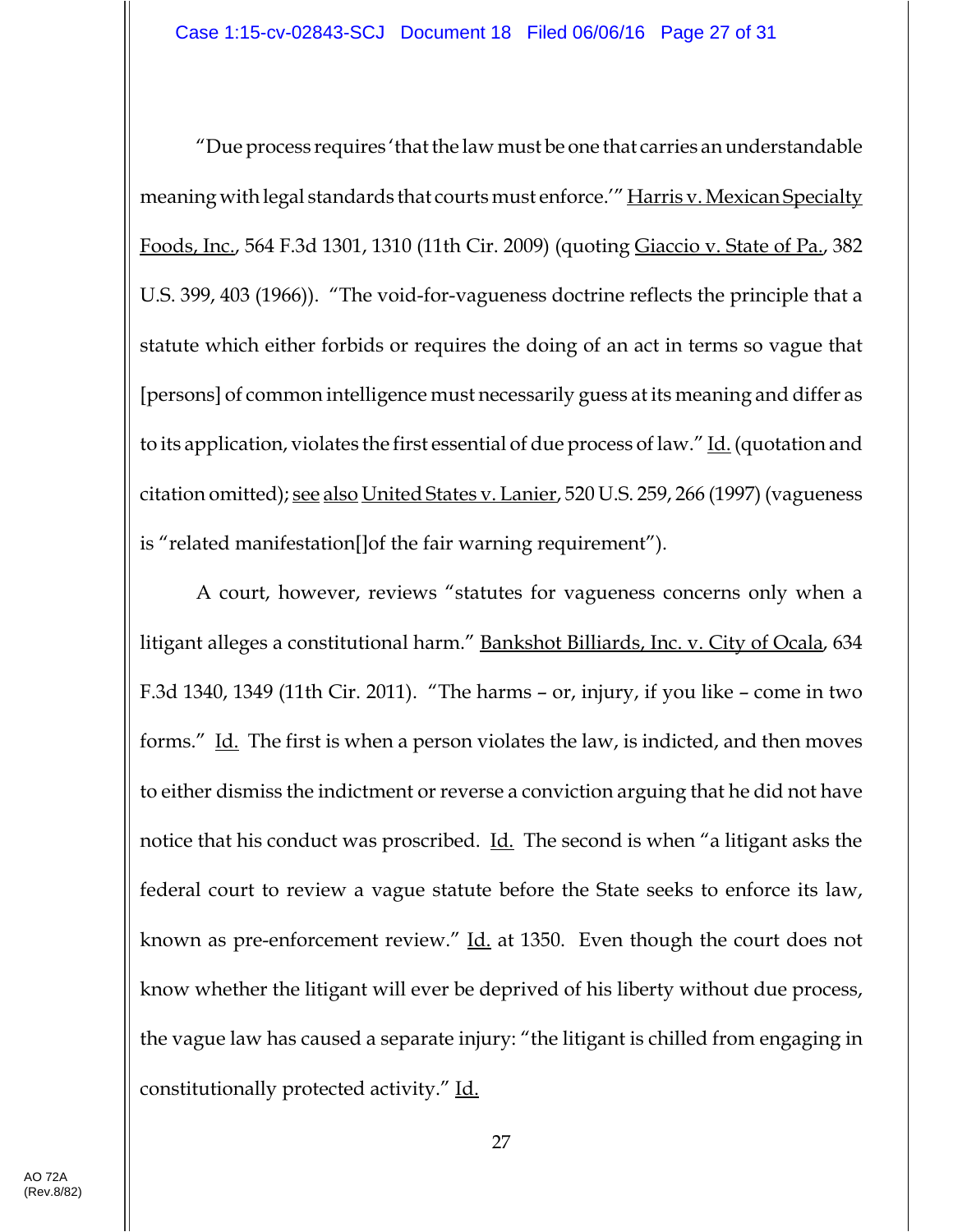"Due process requires 'that the law must be one that carries an understandable meaning with legal standards that courts must enforce.'" Harris v. Mexican Specialty Foods, Inc., 564 F.3d 1301, 1310 (11th Cir. 2009) (quoting Giaccio v. State of Pa., 382 U.S. 399, 403 (1966)). "The void-for-vagueness doctrine reflects the principle that a statute which either forbids or requires the doing of an act in terms so vague that [persons] of common intelligence must necessarily guess at its meaning and differ as to its application, violates the first essential of due process of law." Id. (quotation and citation omitted); see also United States v. Lanier, 520 U.S. 259, 266 (1997) (vagueness is "related manifestation[]of the fair warning requirement").

A court, however, reviews "statutes for vagueness concerns only when a litigant alleges a constitutional harm." Bankshot Billiards, Inc. v. City of Ocala, 634 F.3d 1340, 1349 (11th Cir. 2011). "The harms – or, injury, if you like – come in two forms." Id. The first is when a person violates the law, is indicted, and then moves to either dismiss the indictment or reverse a conviction arguing that he did not have notice that his conduct was proscribed. Id. The second is when "a litigant asks the federal court to review a vague statute before the State seeks to enforce its law, known as pre-enforcement review." Id. at 1350. Even though the court does not know whether the litigant will ever be deprived of his liberty without due process, the vague law has caused a separate injury: "the litigant is chilled from engaging in constitutionally protected activity." Id.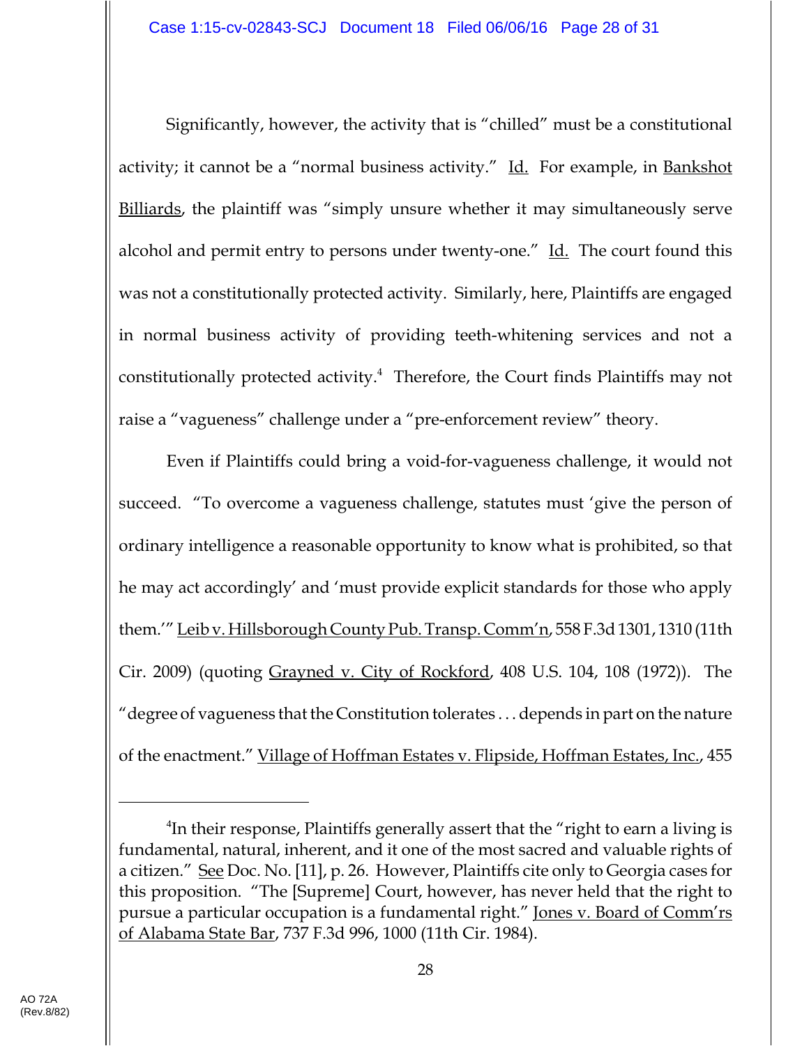Significantly, however, the activity that is "chilled" must be a constitutional activity; it cannot be a "normal business activity." Id. For example, in Bankshot Billiards, the plaintiff was "simply unsure whether it may simultaneously serve alcohol and permit entry to persons under twenty-one." Id. The court found this was not a constitutionally protected activity. Similarly, here, Plaintiffs are engaged in normal business activity of providing teeth-whitening services and not a constitutionally protected activity.[4] Therefore, the Court finds Plaintiffs may not raise a "vagueness" challenge under a "pre-enforcement review" theory.

Even if Plaintiffs could bring a void-for-vagueness challenge, it would not succeed. "To overcome a vagueness challenge, statutes must 'give the person of ordinary intelligence a reasonable opportunity to know what is prohibited, so that he may act accordingly' and 'must provide explicit standards for those who apply them.'" Leib v. Hillsborough County Pub. Transp. Comm'n, 558 F.3d 1301, 1310 (11th Cir. 2009) (quoting Grayned v. City of Rockford, 408 U.S. 104, 108 (1972)). The "degree of vagueness that the Constitution tolerates . . . depends in part on the nature of the enactment." Village of Hoffman Estates v. Flipside, Hoffman Estates, Inc., 455

---

[4]In their response, Plaintiffs generally assert that the "right to earn a living is fundamental, natural, inherent, and it one of the most sacred and valuable rights of a citizen." See Doc. No. [11], p. 26. However, Plaintiffs cite only to Georgia cases for this proposition. "The [Supreme] Court, however, has never held that the right to pursue a particular occupation is a fundamental right." Jones v. Board of Comm'rs of Alabama State Bar, 737 F.3d 996, 1000 (11th Cir. 1984).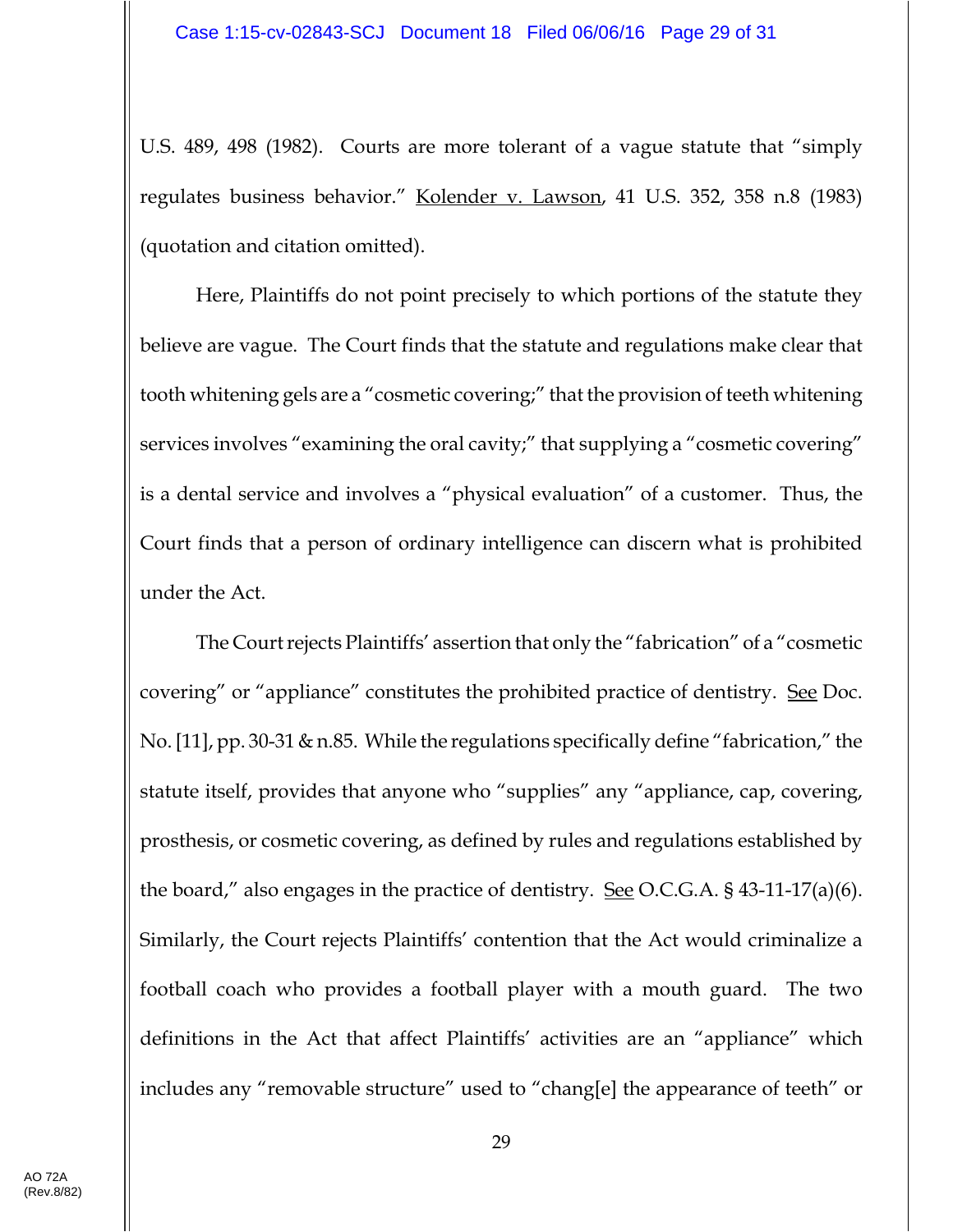U.S. 489, 498 (1982). Courts are more tolerant of a vague statute that "simply regulates business behavior." Kolender v. Lawson, 41 U.S. 352, 358 n.8 (1983) (quotation and citation omitted).

Here, Plaintiffs do not point precisely to which portions of the statute they believe are vague. The Court finds that the statute and regulations make clear that tooth whitening gels are a "cosmetic covering;" that the provision of teeth whitening services involves "examining the oral cavity;" that supplying a "cosmetic covering" is a dental service and involves a "physical evaluation" of a customer. Thus, the Court finds that a person of ordinary intelligence can discern what is prohibited under the Act.

The Court rejects Plaintiffs' assertion that only the "fabrication" of a "cosmetic covering" or "appliance" constitutes the prohibited practice of dentistry. See Doc. No. [11], pp. 30-31 & n.85. While the regulations specifically define "fabrication," the statute itself, provides that anyone who "supplies" any "appliance, cap, covering, prosthesis, or cosmetic covering, as defined by rules and regulations established by the board," also engages in the practice of dentistry. See O.C.G.A. § 43-11-17(a)(6). Similarly, the Court rejects Plaintiffs' contention that the Act would criminalize a football coach who provides a football player with a mouth guard. The two definitions in the Act that affect Plaintiffs' activities are an "appliance" which includes any "removable structure" used to "chang[e] the appearance of teeth" or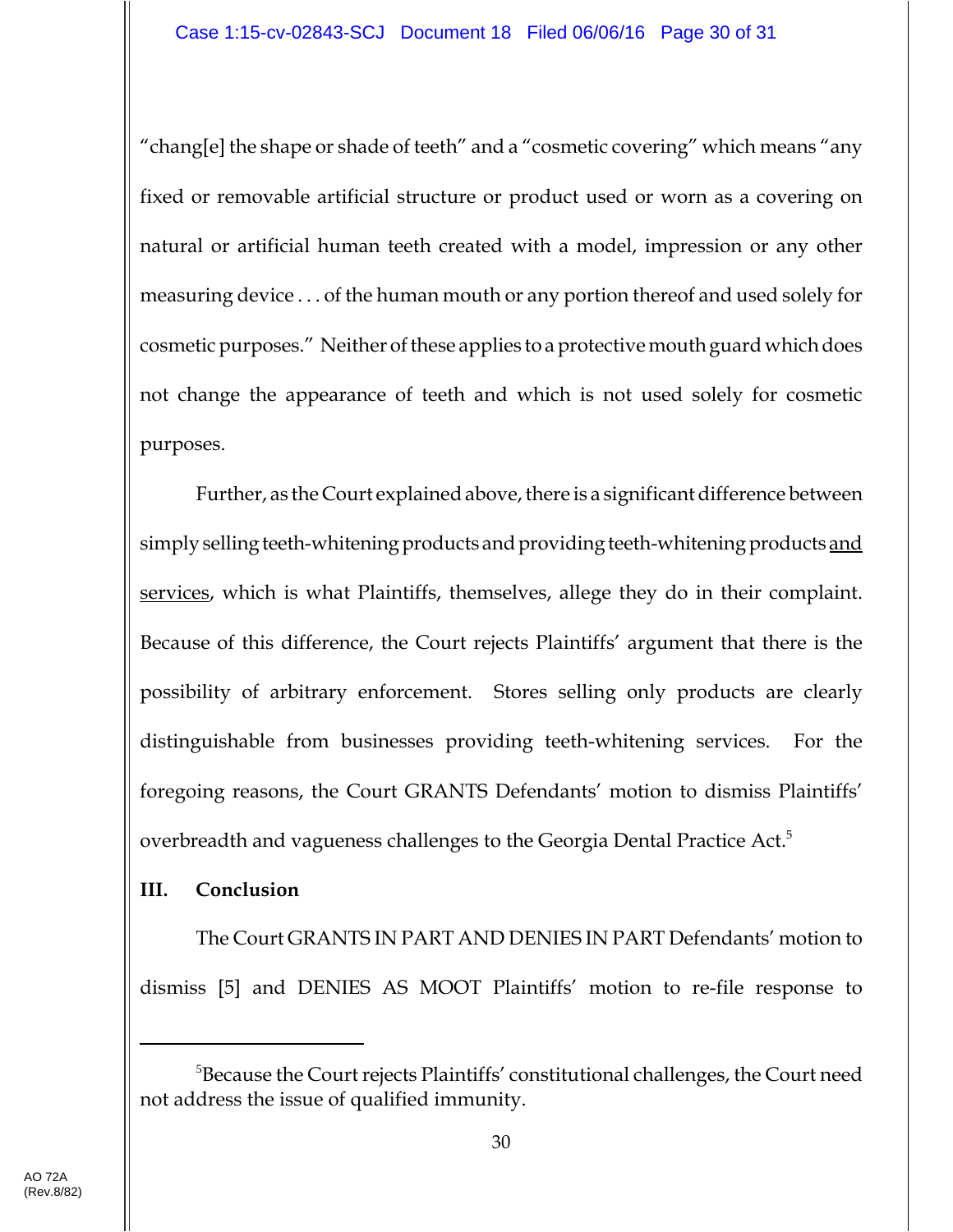"chang[e] the shape or shade of teeth" and a "cosmetic covering" which means "any fixed or removable artificial structure or product used or worn as a covering on natural or artificial human teeth created with a model, impression or any other measuring device . . . of the human mouth or any portion thereof and used solely for cosmetic purposes." Neither of these applies to a protective mouth guard which does not change the appearance of teeth and which is not used solely for cosmetic purposes.

Further, as the Court explained above, there is a significant difference between simply selling teeth-whitening products and providing teeth-whitening products <u>and services</u>, which is what Plaintiffs, themselves, allege they do in their complaint. Because of this difference, the Court rejects Plaintiffs' argument that there is the possibility of arbitrary enforcement. Stores selling only products are clearly distinguishable from businesses providing teeth-whitening services. For the foregoing reasons, the Court GRANTS Defendants' motion to dismiss Plaintiffs' overbreadth and vagueness challenges to the Georgia Dental Practice Act.[5]

**III. Conclusion**

The Court GRANTS IN PART AND DENIES IN PART Defendants' motion to dismiss [5] and DENIES AS MOOT Plaintiffs' motion to re-file response to

---

[5]Because the Court rejects Plaintiffs' constitutional challenges, the Court need not address the issue of qualified immunity.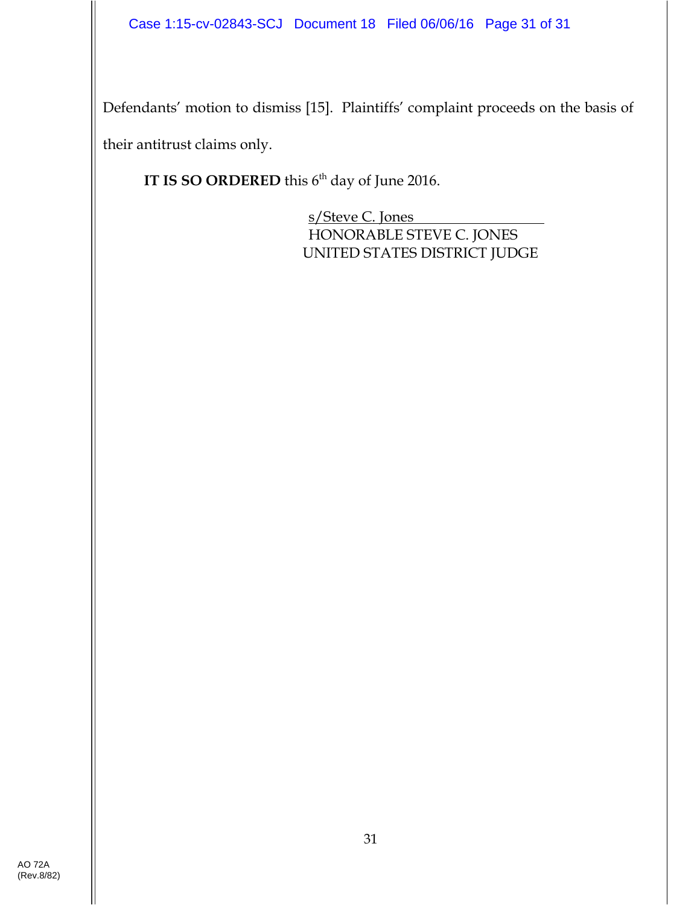Defendants' motion to dismiss [15]. Plaintiffs' complaint proceeds on the basis of their antitrust claims only.

**IT IS SO ORDERED** this 6th day of June 2016.

s/Steve C. Jones
HONORABLE STEVE C. JONES
UNITED STATES DISTRICT JUDGE